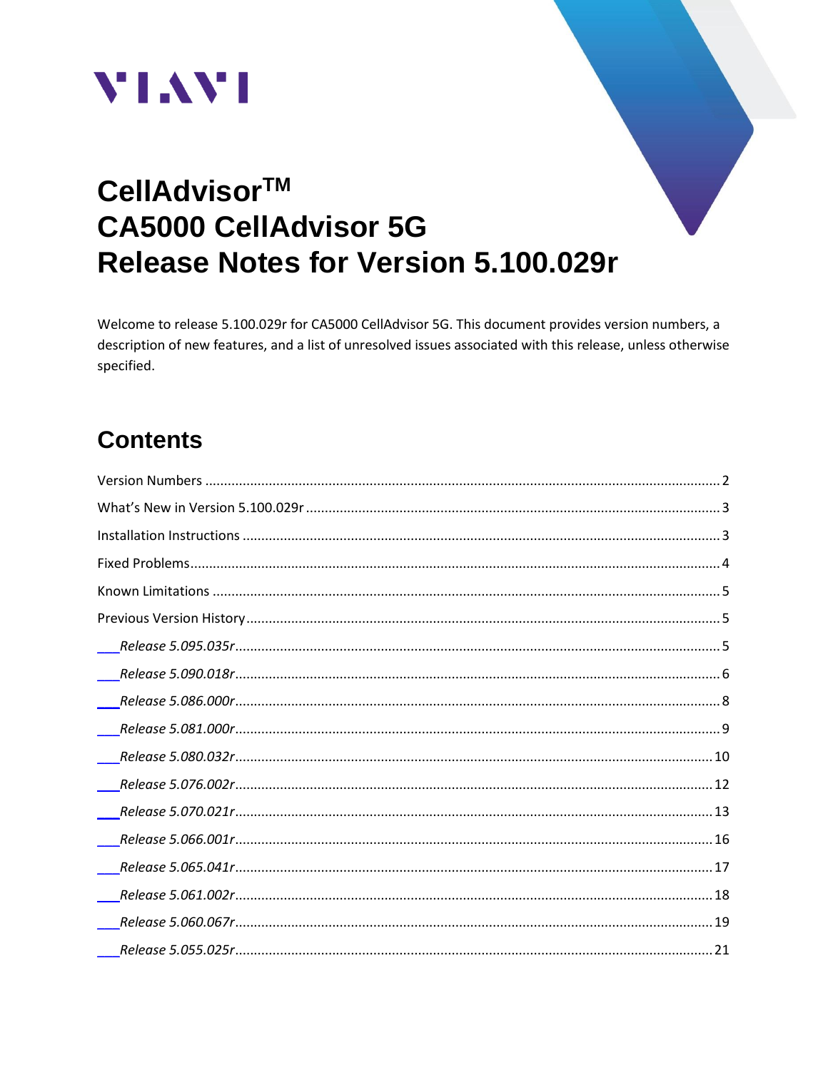VIAVI

# CellAdvisor™ CA5000 CellAdvisor 5G Release Notes for Version 5.100.029r

Welcome to release 5.100.029r for CA5000 CellAdvisor 5G. This document provides version numbers, a description of new features, and a list of unresolved issues associated with this release, unless otherwise specified.

## Contents

Version Numbers ........ 2
What's New in Version 5.100.029r ........ 3
Installation Instructions ........ 3
Fixed Problems ........ 4
Known Limitations ........ 5
Previous Version History ........ 5
- *Release 5.095.035r* ........ 5
- *Release 5.090.018r* ........ 6
- *Release 5.086.000r* ........ 8
- *Release 5.081.000r* ........ 9
- *Release 5.080.032r* ........ 10
- *Release 5.076.002r* ........ 12
- *Release 5.070.021r* ........ 13
- *Release 5.066.001r* ........ 16
- *Release 5.065.041r* ........ 17
- *Release 5.061.002r* ........ 18
- *Release 5.060.067r* ........ 19
- *Release 5.055.025r* ........ 21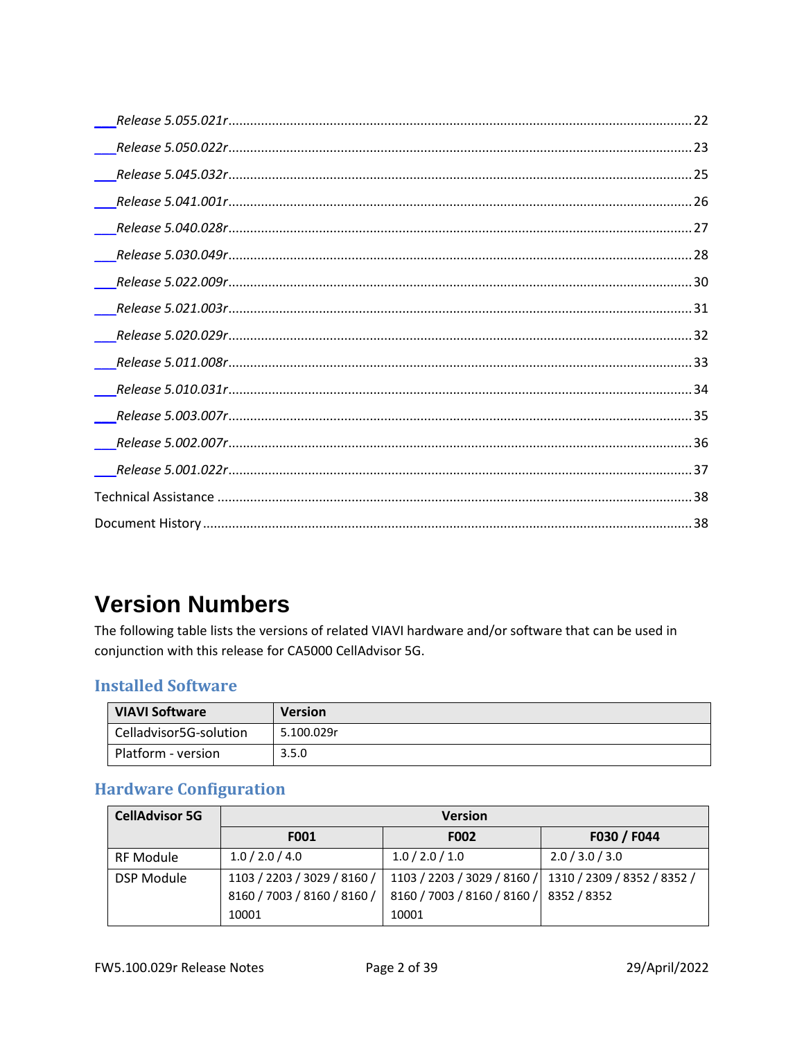*Release 5.055.021r* .......... 22

*Release 5.050.022r* .......... 23

*Release 5.045.032r* .......... 25

*Release 5.041.001r* .......... 26

*Release 5.040.028r* .......... 27

*Release 5.030.049r* .......... 28

*Release 5.022.009r* .......... 30

*Release 5.021.003r* .......... 31

*Release 5.020.029r* .......... 32

*Release 5.011.008r* .......... 33

*Release 5.010.031r* .......... 34

*Release 5.003.007r* .......... 35

*Release 5.002.007r* .......... 36

*Release 5.001.022r* .......... 37

Technical Assistance .......... 38

Document History .......... 38

# Version Numbers

The following table lists the versions of related VIAVI hardware and/or software that can be used in conjunction with this release for CA5000 CellAdvisor 5G.

## Installed Software

| VIAVI Software | Version |
|---|---|
| Celladvisor5G-solution | 5.100.029r |
| Platform - version | 3.5.0 |

## Hardware Configuration

| CellAdvisor 5G | Version | | |
|---|---|---|---|
| | F001 | F002 | F030 / F044 |
| RF Module | 1.0 / 2.0 / 4.0 | 1.0 / 2.0 / 1.0 | 2.0 / 3.0 / 3.0 |
| DSP Module | 1103 / 2203 / 3029 / 8160 / 8160 / 7003 / 8160 / 8160 / 10001 | 1103 / 2203 / 3029 / 8160 / 8160 / 7003 / 8160 / 8160 / 10001 | 1310 / 2309 / 8352 / 8352 / 8352 / 8352 |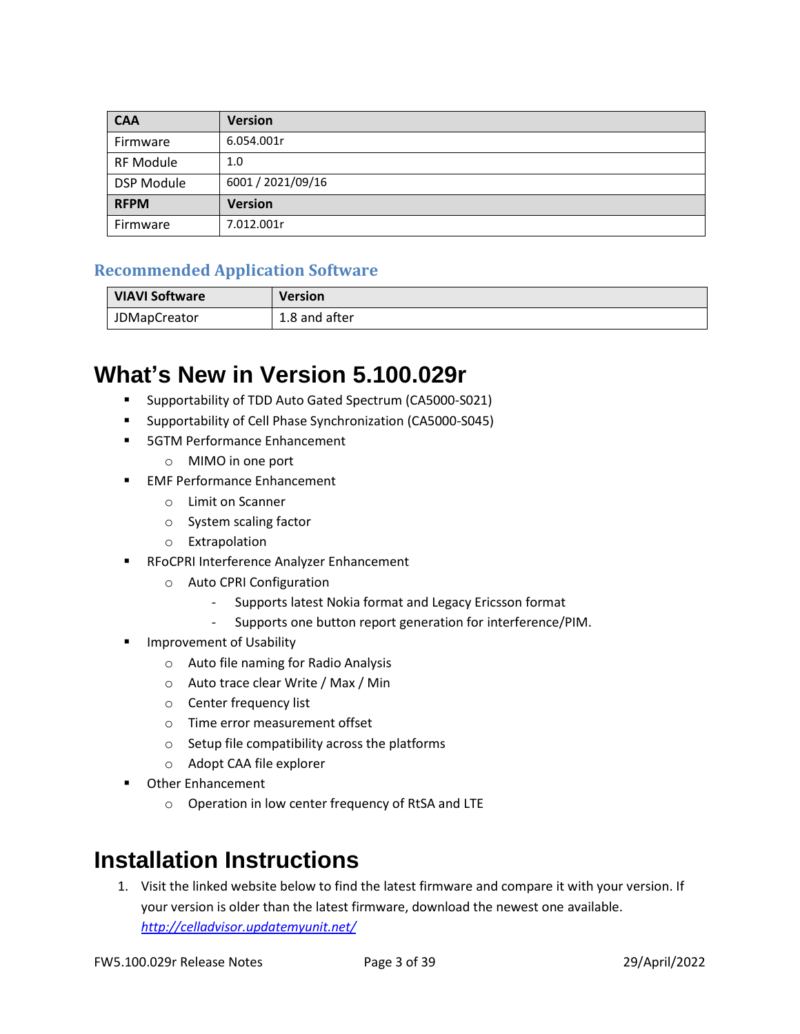| CAA | Version |
| --- | --- |
| Firmware | 6.054.001r |
| RF Module | 1.0 |
| DSP Module | 6001 / 2021/09/16 |
| **RFPM** | **Version** |
| Firmware | 7.012.001r |

### Recommended Application Software

| VIAVI Software | Version |
| --- | --- |
| JDMapCreator | 1.8 and after |

# What's New in Version 5.100.029r

- Supportability of TDD Auto Gated Spectrum (CA5000-S021)
- Supportability of Cell Phase Synchronization (CA5000-S045)
- 5GTM Performance Enhancement
  - MIMO in one port
- EMF Performance Enhancement
  - Limit on Scanner
  - System scaling factor
  - Extrapolation
- RFoCPRI Interference Analyzer Enhancement
  - Auto CPRI Configuration
    - Supports latest Nokia format and Legacy Ericsson format
    - Supports one button report generation for interference/PIM.
- Improvement of Usability
  - Auto file naming for Radio Analysis
  - Auto trace clear Write / Max / Min
  - Center frequency list
  - Time error measurement offset
  - Setup file compatibility across the platforms
  - Adopt CAA file explorer
- Other Enhancement
  - Operation in low center frequency of RtSA and LTE

# Installation Instructions

1. Visit the linked website below to find the latest firmware and compare it with your version. If your version is older than the latest firmware, download the newest one available.
   *http://celladvisor.updatemyunit.net/*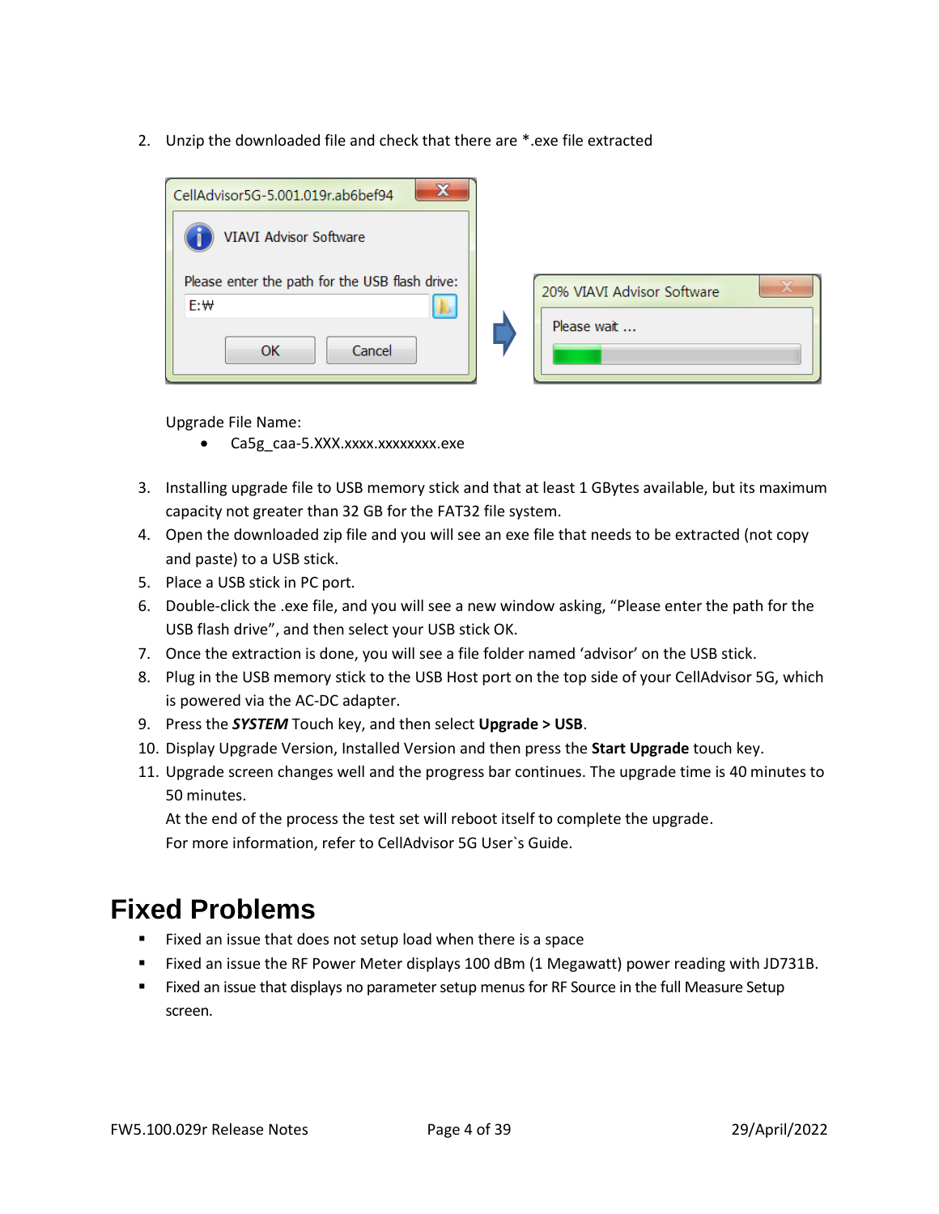2. Unzip the downloaded file and check that there are *.exe file extracted

   Upgrade File Name:

   - Ca5g_caa-5.XXX.xxxx.xxxxxxxx.exe

3. Installing upgrade file to USB memory stick and that at least 1 GBytes available, but its maximum capacity not greater than 32 GB for the FAT32 file system.
4. Open the downloaded zip file and you will see an exe file that needs to be extracted (not copy and paste) to a USB stick.
5. Place a USB stick in PC port.
6. Double-click the .exe file, and you will see a new window asking, "Please enter the path for the USB flash drive", and then select your USB stick OK.
7. Once the extraction is done, you will see a file folder named 'advisor' on the USB stick.
8. Plug in the USB memory stick to the USB Host port on the top side of your CellAdvisor 5G, which is powered via the AC-DC adapter.
9. Press the ***SYSTEM*** Touch key, and then select **Upgrade > USB**.
10. Display Upgrade Version, Installed Version and then press the **Start Upgrade** touch key.
11. Upgrade screen changes well and the progress bar continues. The upgrade time is 40 minutes to 50 minutes.
    At the end of the process the test set will reboot itself to complete the upgrade.
    For more information, refer to CellAdvisor 5G User`s Guide.

# Fixed Problems

- Fixed an issue that does not setup load when there is a space
- Fixed an issue the RF Power Meter displays 100 dBm (1 Megawatt) power reading with JD731B.
- Fixed an issue that displays no parameter setup menus for RF Source in the full Measure Setup screen.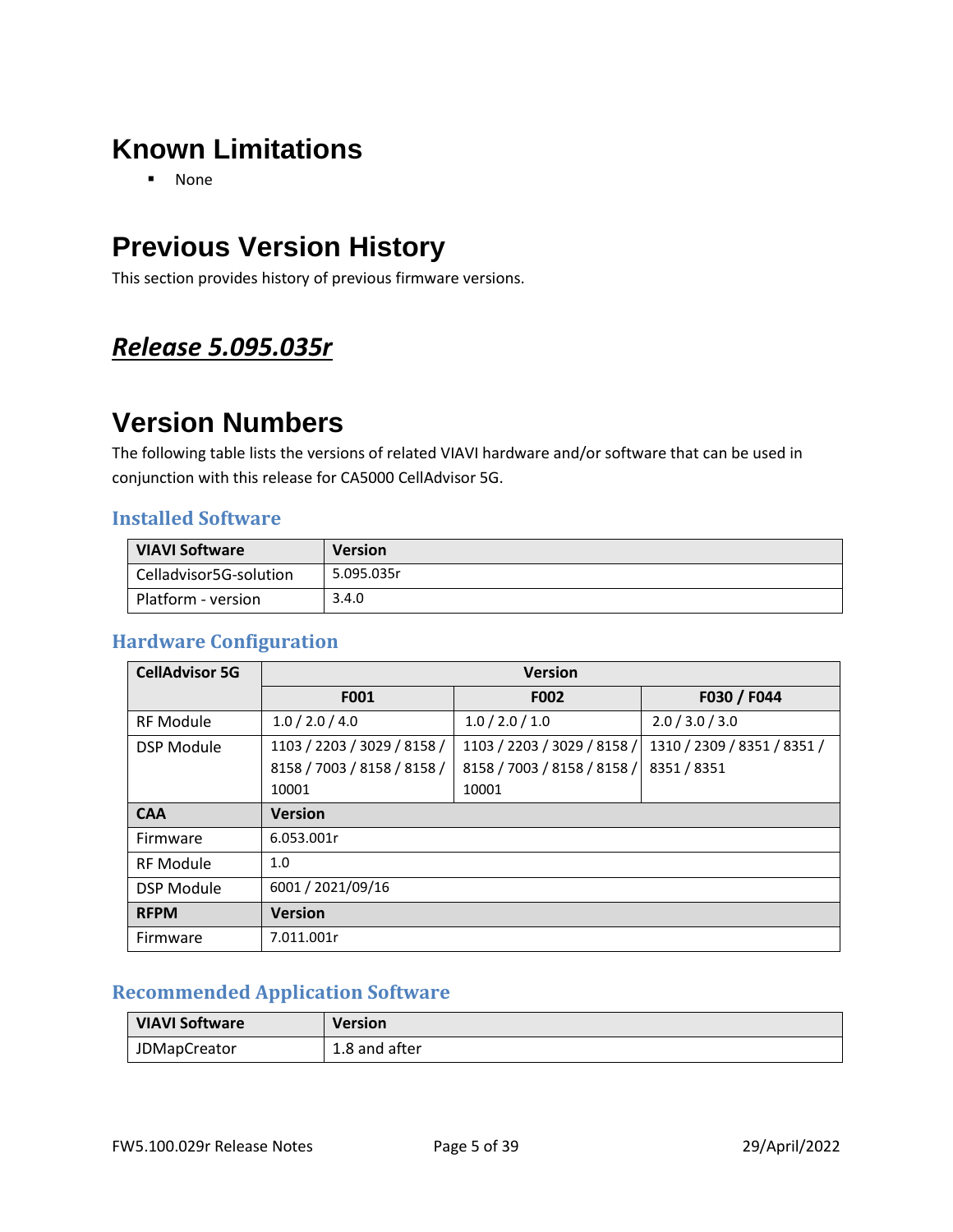# Known Limitations

- None

# Previous Version History

This section provides history of previous firmware versions.

## ***Release 5.095.035r***

# Version Numbers

The following table lists the versions of related VIAVI hardware and/or software that can be used in conjunction with this release for CA5000 CellAdvisor 5G.

### Installed Software

| VIAVI Software | Version |
|---|---|
| Celladvisor5G-solution | 5.095.035r |
| Platform - version | 3.4.0 |

### Hardware Configuration

| CellAdvisor 5G | Version | | |
|---|---|---|---|
| | F001 | F002 | F030 / F044 |
| RF Module | 1.0 / 2.0 / 4.0 | 1.0 / 2.0 / 1.0 | 2.0 / 3.0 / 3.0 |
| DSP Module | 1103 / 2203 / 3029 / 8158 / 8158 / 7003 / 8158 / 8158 / 10001 | 1103 / 2203 / 3029 / 8158 / 8158 / 7003 / 8158 / 8158 / 10001 | 1310 / 2309 / 8351 / 8351 / 8351 / 8351 |
| **CAA** | **Version** | | |
| Firmware | 6.053.001r | | |
| RF Module | 1.0 | | |
| DSP Module | 6001 / 2021/09/16 | | |
| **RFPM** | **Version** | | |
| Firmware | 7.011.001r | | |

### Recommended Application Software

| VIAVI Software | Version |
|---|---|
| JDMapCreator | 1.8 and after |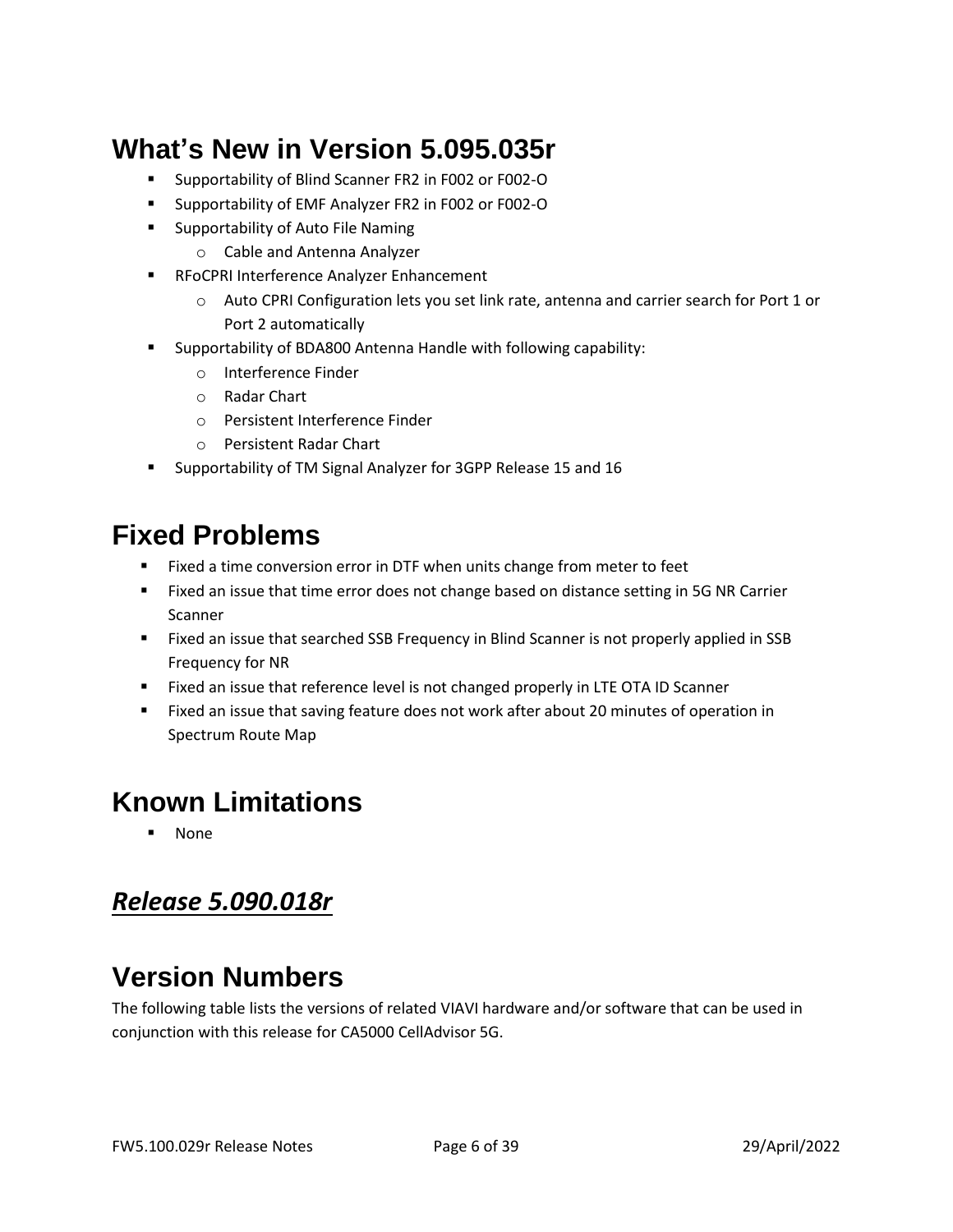## What's New in Version 5.095.035r

- Supportability of Blind Scanner FR2 in F002 or F002-O
- Supportability of EMF Analyzer FR2 in F002 or F002-O
- Supportability of Auto File Naming
  - Cable and Antenna Analyzer
- RFoCPRI Interference Analyzer Enhancement
  - Auto CPRI Configuration lets you set link rate, antenna and carrier search for Port 1 or Port 2 automatically
- Supportability of BDA800 Antenna Handle with following capability:
  - Interference Finder
  - Radar Chart
  - Persistent Interference Finder
  - Persistent Radar Chart
- Supportability of TM Signal Analyzer for 3GPP Release 15 and 16

## Fixed Problems

- Fixed a time conversion error in DTF when units change from meter to feet
- Fixed an issue that time error does not change based on distance setting in 5G NR Carrier Scanner
- Fixed an issue that searched SSB Frequency in Blind Scanner is not properly applied in SSB Frequency for NR
- Fixed an issue that reference level is not changed properly in LTE OTA ID Scanner
- Fixed an issue that saving feature does not work after about 20 minutes of operation in Spectrum Route Map

## Known Limitations

- None

## ***Release 5.090.018r***

## Version Numbers

The following table lists the versions of related VIAVI hardware and/or software that can be used in conjunction with this release for CA5000 CellAdvisor 5G.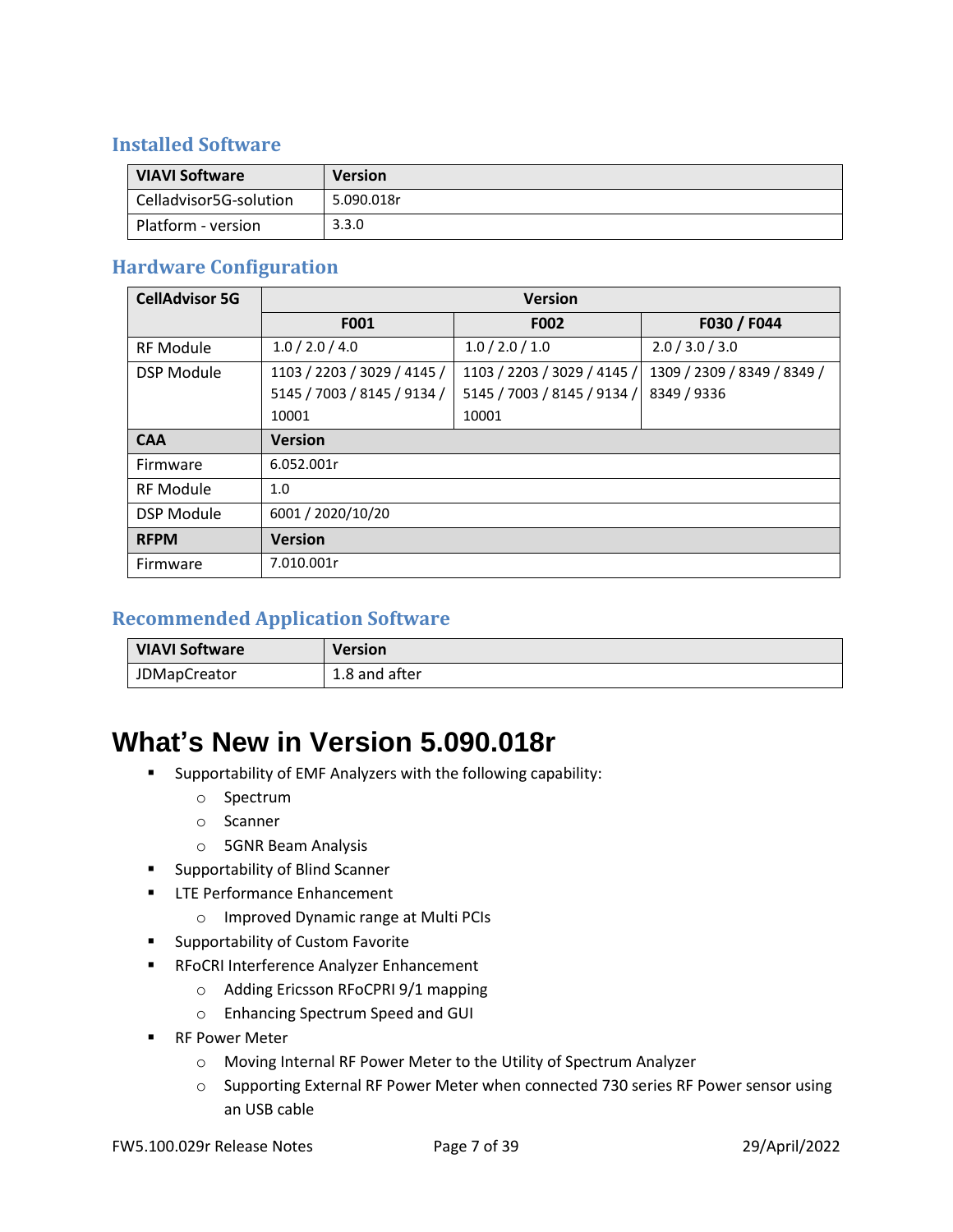### Installed Software

| VIAVI Software | Version |
|---|---|
| Celladvisor5G-solution | 5.090.018r |
| Platform - version | 3.3.0 |

### Hardware Configuration

| CellAdvisor 5G | Version | | |
|---|---|---|---|
| | F001 | F002 | F030 / F044 |
| RF Module | 1.0 / 2.0 / 4.0 | 1.0 / 2.0 / 1.0 | 2.0 / 3.0 / 3.0 |
| DSP Module | 1103 / 2203 / 3029 / 4145 / 5145 / 7003 / 8145 / 9134 / 10001 | 1103 / 2203 / 3029 / 4145 / 5145 / 7003 / 8145 / 9134 / 10001 | 1309 / 2309 / 8349 / 8349 / 8349 / 9336 |
| **CAA** | **Version** | | |
| Firmware | 6.052.001r | | |
| RF Module | 1.0 | | |
| DSP Module | 6001 / 2020/10/20 | | |
| **RFPM** | **Version** | | |
| Firmware | 7.010.001r | | |

### Recommended Application Software

| VIAVI Software | Version |
|---|---|
| JDMapCreator | 1.8 and after |

# What's New in Version 5.090.018r

- Supportability of EMF Analyzers with the following capability:
  - Spectrum
  - Scanner
  - 5GNR Beam Analysis
- Supportability of Blind Scanner
- LTE Performance Enhancement
  - Improved Dynamic range at Multi PCIs
- Supportability of Custom Favorite
- RFoCRI Interference Analyzer Enhancement
  - Adding Ericsson RFoCPRI 9/1 mapping
  - Enhancing Spectrum Speed and GUI
- RF Power Meter
  - Moving Internal RF Power Meter to the Utility of Spectrum Analyzer
  - Supporting External RF Power Meter when connected 730 series RF Power sensor using an USB cable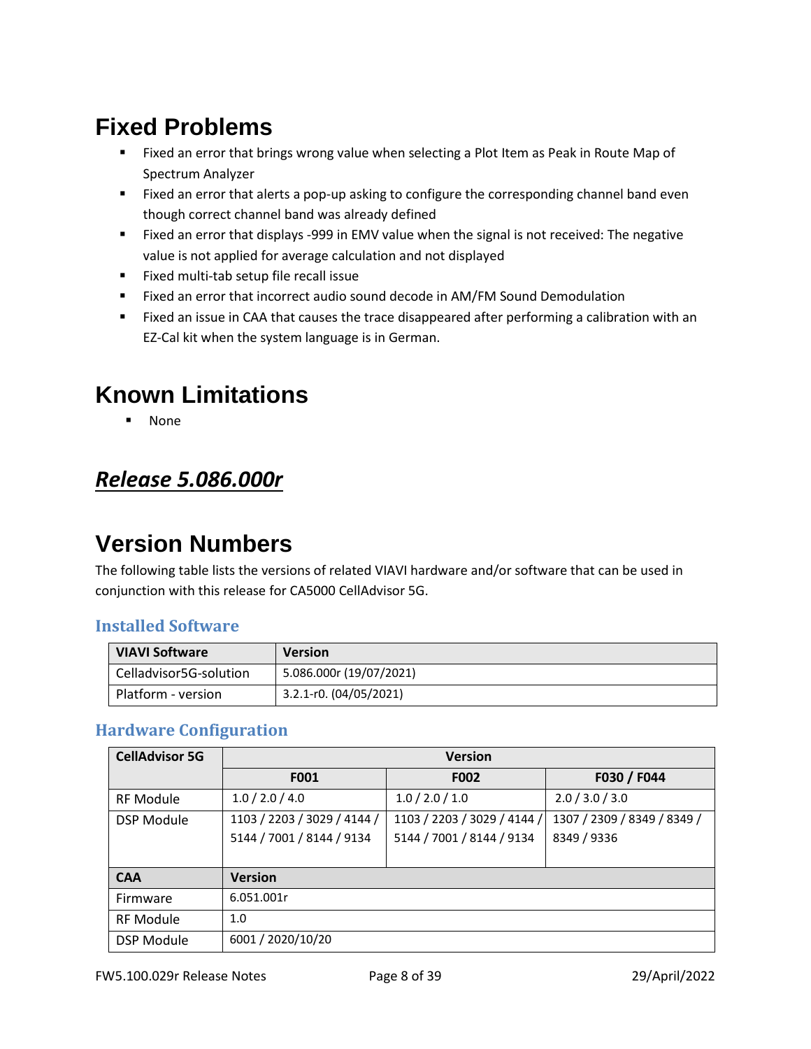# Fixed Problems

- Fixed an error that brings wrong value when selecting a Plot Item as Peak in Route Map of Spectrum Analyzer
- Fixed an error that alerts a pop-up asking to configure the corresponding channel band even though correct channel band was already defined
- Fixed an error that displays -999 in EMV value when the signal is not received: The negative value is not applied for average calculation and not displayed
- Fixed multi-tab setup file recall issue
- Fixed an error that incorrect audio sound decode in AM/FM Sound Demodulation
- Fixed an issue in CAA that causes the trace disappeared after performing a calibration with an EZ-Cal kit when the system language is in German.

# Known Limitations

- None

## ***Release 5.086.000r***

# Version Numbers

The following table lists the versions of related VIAVI hardware and/or software that can be used in conjunction with this release for CA5000 CellAdvisor 5G.

### Installed Software

| VIAVI Software | Version |
|---|---|
| Celladvisor5G-solution | 5.086.000r (19/07/2021) |
| Platform - version | 3.2.1-r0. (04/05/2021) |

### Hardware Configuration

| CellAdvisor 5G | Version | | |
|---|---|---|---|
| | F001 | F002 | F030 / F044 |
| RF Module | 1.0 / 2.0 / 4.0 | 1.0 / 2.0 / 1.0 | 2.0 / 3.0 / 3.0 |
| DSP Module | 1103 / 2203 / 3029 / 4144 / 5144 / 7001 / 8144 / 9134 | 1103 / 2203 / 3029 / 4144 / 5144 / 7001 / 8144 / 9134 | 1307 / 2309 / 8349 / 8349 / 8349 / 9336 |
| **CAA** | **Version** | | |
| Firmware | 6.051.001r | | |
| RF Module | 1.0 | | |
| DSP Module | 6001 / 2020/10/20 | | |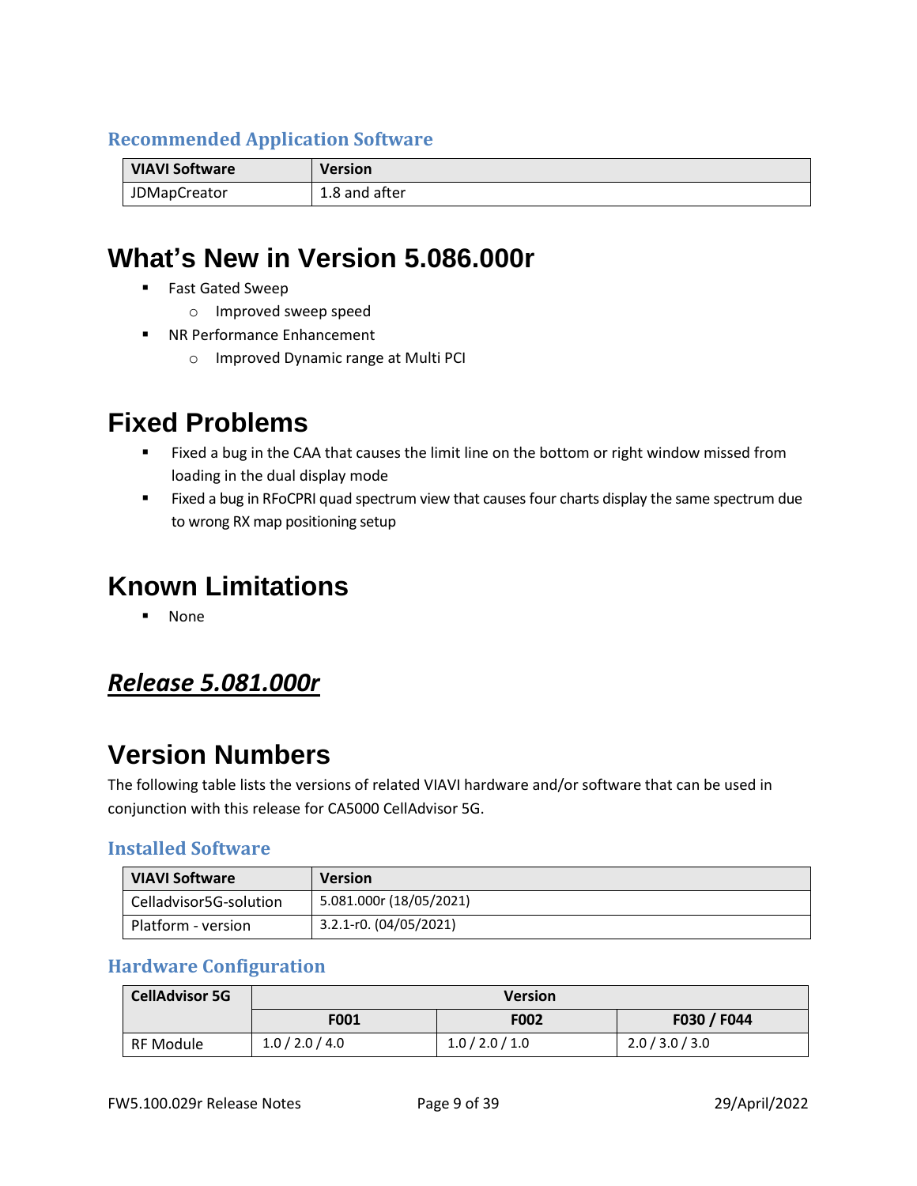### Recommended Application Software

| VIAVI Software | Version |
| --- | --- |
| JDMapCreator | 1.8 and after |

# What's New in Version 5.086.000r

- Fast Gated Sweep
  - Improved sweep speed
- NR Performance Enhancement
  - Improved Dynamic range at Multi PCI

# Fixed Problems

- Fixed a bug in the CAA that causes the limit line on the bottom or right window missed from loading in the dual display mode
- Fixed a bug in RFoCPRI quad spectrum view that causes four charts display the same spectrum due to wrong RX map positioning setup

# Known Limitations

- None

## ***Release 5.081.000r***

# Version Numbers

The following table lists the versions of related VIAVI hardware and/or software that can be used in conjunction with this release for CA5000 CellAdvisor 5G.

### Installed Software

| VIAVI Software | Version |
| --- | --- |
| Celladvisor5G-solution | 5.081.000r (18/05/2021) |
| Platform - version | 3.2.1-r0. (04/05/2021) |

### Hardware Configuration

| CellAdvisor 5G | Version | | |
| --- | --- | --- | --- |
| | F001 | F002 | F030 / F044 |
| RF Module | 1.0 / 2.0 / 4.0 | 1.0 / 2.0 / 1.0 | 2.0 / 3.0 / 3.0 |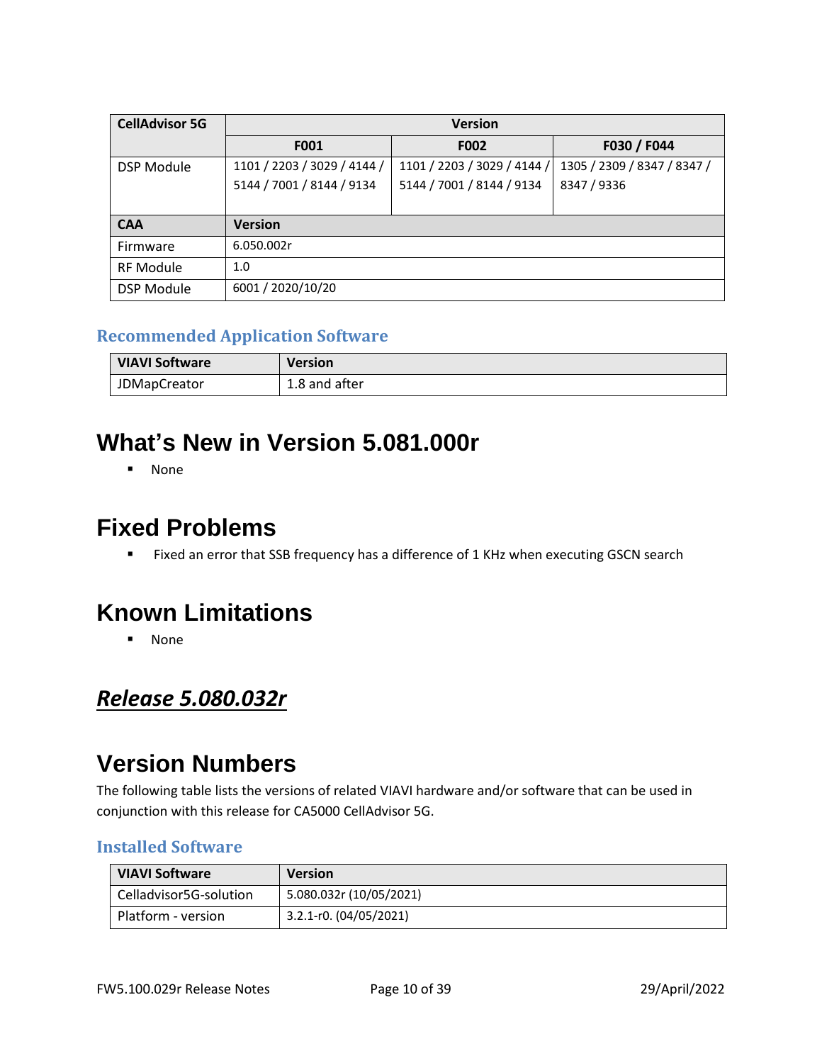| CellAdvisor 5G | Version | | |
|---|---|---|---|
| | F001 | F002 | F030 / F044 |
| DSP Module | 1101 / 2203 / 3029 / 4144 / 5144 / 7001 / 8144 / 9134 | 1101 / 2203 / 3029 / 4144 / 5144 / 7001 / 8144 / 9134 | 1305 / 2309 / 8347 / 8347 / 8347 / 9336 |
| **CAA** | **Version** | | |
| Firmware | 6.050.002r | | |
| RF Module | 1.0 | | |
| DSP Module | 6001 / 2020/10/20 | | |

### Recommended Application Software

| VIAVI Software | Version |
|---|---|
| JDMapCreator | 1.8 and after |

## What's New in Version 5.081.000r

- None

## Fixed Problems

- Fixed an error that SSB frequency has a difference of 1 KHz when executing GSCN search

## Known Limitations

- None

# ***Release 5.080.032r***

## Version Numbers

The following table lists the versions of related VIAVI hardware and/or software that can be used in conjunction with this release for CA5000 CellAdvisor 5G.

### Installed Software

| VIAVI Software | Version |
|---|---|
| Celladvisor5G-solution | 5.080.032r (10/05/2021) |
| Platform - version | 3.2.1-r0. (04/05/2021) |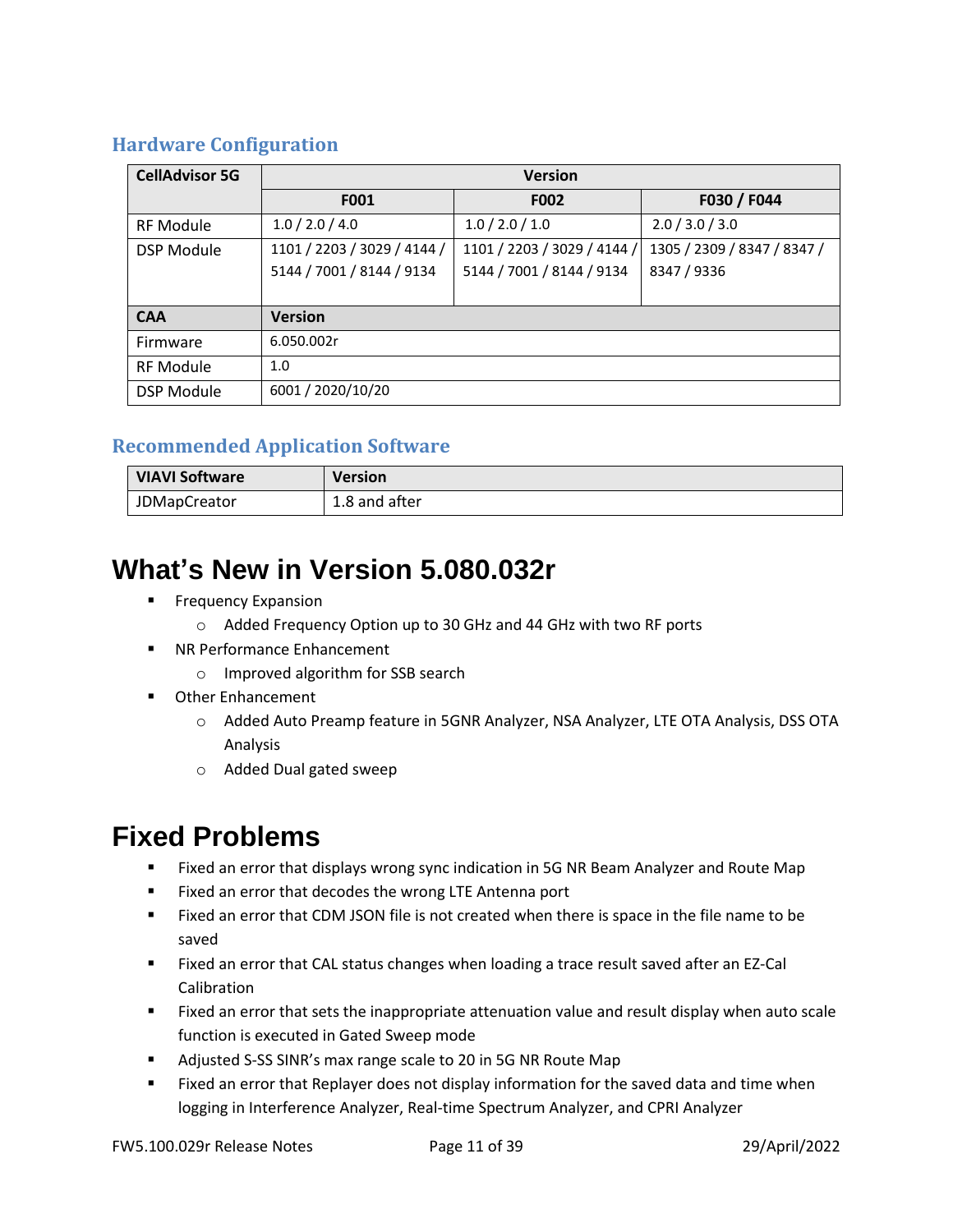## Hardware Configuration

| CellAdvisor 5G | Version | | |
|---|---|---|---|
| | F001 | F002 | F030 / F044 |
| RF Module | 1.0 / 2.0 / 4.0 | 1.0 / 2.0 / 1.0 | 2.0 / 3.0 / 3.0 |
| DSP Module | 1101 / 2203 / 3029 / 4144 / 5144 / 7001 / 8144 / 9134 | 1101 / 2203 / 3029 / 4144 / 5144 / 7001 / 8144 / 9134 | 1305 / 2309 / 8347 / 8347 / 8347 / 9336 |
| **CAA** | **Version** | | |
| Firmware | 6.050.002r | | |
| RF Module | 1.0 | | |
| DSP Module | 6001 / 2020/10/20 | | |

## Recommended Application Software

| VIAVI Software | Version |
|---|---|
| JDMapCreator | 1.8 and after |

# What's New in Version 5.080.032r

- Frequency Expansion
  - Added Frequency Option up to 30 GHz and 44 GHz with two RF ports
- NR Performance Enhancement
  - Improved algorithm for SSB search
- Other Enhancement
  - Added Auto Preamp feature in 5GNR Analyzer, NSA Analyzer, LTE OTA Analysis, DSS OTA Analysis
  - Added Dual gated sweep

# Fixed Problems

- Fixed an error that displays wrong sync indication in 5G NR Beam Analyzer and Route Map
- Fixed an error that decodes the wrong LTE Antenna port
- Fixed an error that CDM JSON file is not created when there is space in the file name to be saved
- Fixed an error that CAL status changes when loading a trace result saved after an EZ-Cal Calibration
- Fixed an error that sets the inappropriate attenuation value and result display when auto scale function is executed in Gated Sweep mode
- Adjusted S-SS SINR's max range scale to 20 in 5G NR Route Map
- Fixed an error that Replayer does not display information for the saved data and time when logging in Interference Analyzer, Real-time Spectrum Analyzer, and CPRI Analyzer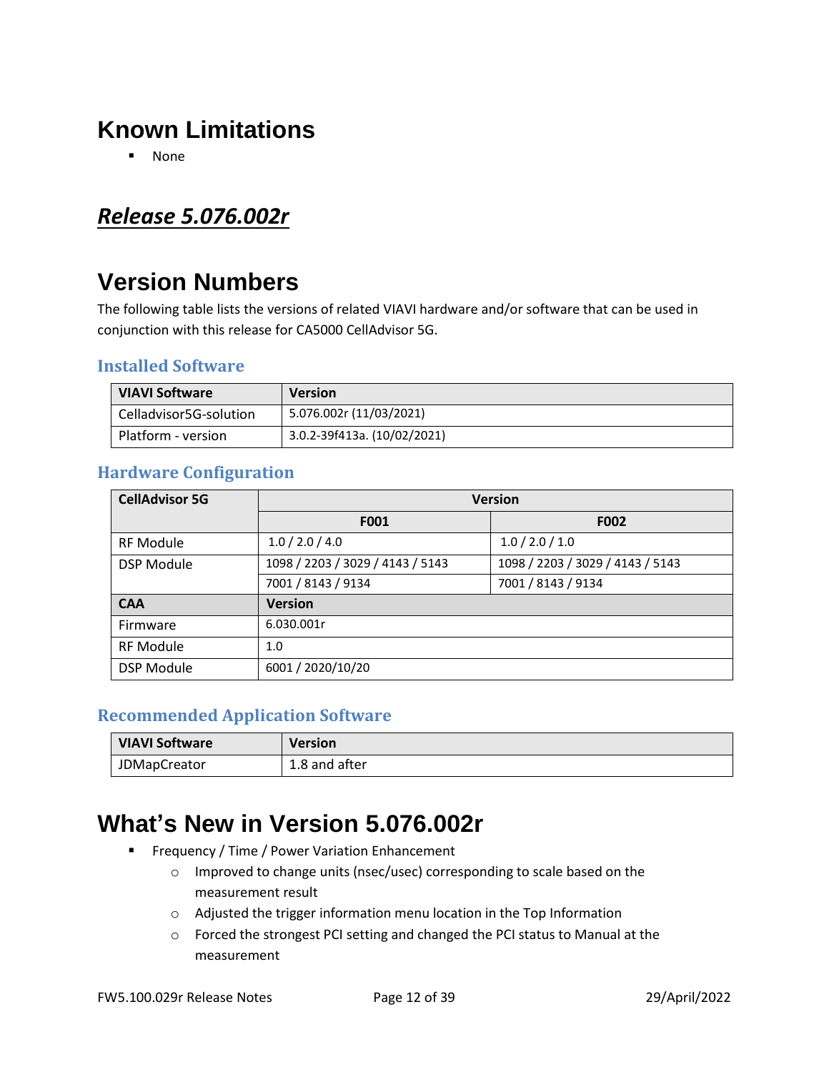# Known Limitations

- None

## *Release 5.076.002r*

# Version Numbers

The following table lists the versions of related VIAVI hardware and/or software that can be used in conjunction with this release for CA5000 CellAdvisor 5G.

### Installed Software

| VIAVI Software | Version |
|---|---|
| Celladvisor5G-solution | 5.076.002r (11/03/2021) |
| Platform - version | 3.0.2-39f413a. (10/02/2021) |

### Hardware Configuration

| CellAdvisor 5G | Version | |
|---|---|---|
| | F001 | F002 |
| RF Module | 1.0 / 2.0 / 4.0 | 1.0 / 2.0 / 1.0 |
| DSP Module | 1098 / 2203 / 3029 / 4143 / 5143 | 1098 / 2203 / 3029 / 4143 / 5143 |
| | 7001 / 8143 / 9134 | 7001 / 8143 / 9134 |
| **CAA** | **Version** | |
| Firmware | 6.030.001r | |
| RF Module | 1.0 | |
| DSP Module | 6001 / 2020/10/20 | |

### Recommended Application Software

| VIAVI Software | Version |
|---|---|
| JDMapCreator | 1.8 and after |

# What's New in Version 5.076.002r

- Frequency / Time / Power Variation Enhancement
  - Improved to change units (nsec/usec) corresponding to scale based on the measurement result
  - Adjusted the trigger information menu location in the Top Information
  - Forced the strongest PCI setting and changed the PCI status to Manual at the measurement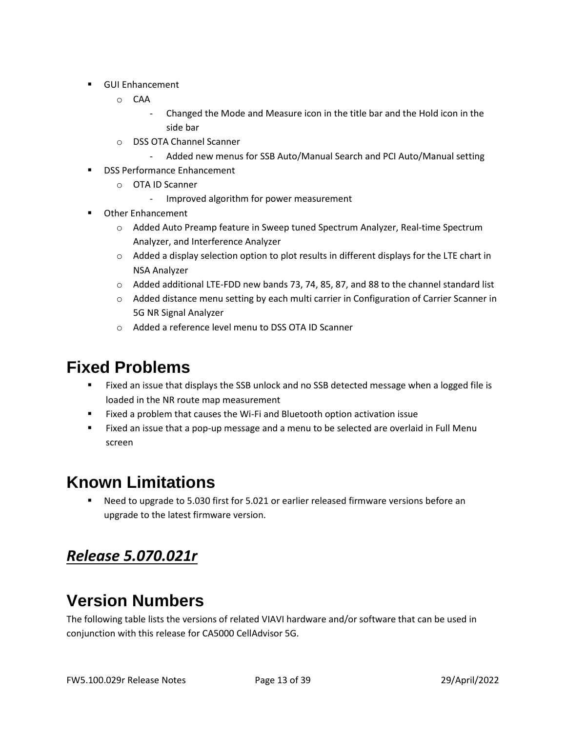- GUI Enhancement
    - CAA
        - Changed the Mode and Measure icon in the title bar and the Hold icon in the side bar
    - DSS OTA Channel Scanner
        - Added new menus for SSB Auto/Manual Search and PCI Auto/Manual setting
- DSS Performance Enhancement
    - OTA ID Scanner
        - Improved algorithm for power measurement
- Other Enhancement
    - Added Auto Preamp feature in Sweep tuned Spectrum Analyzer, Real-time Spectrum Analyzer, and Interference Analyzer
    - Added a display selection option to plot results in different displays for the LTE chart in NSA Analyzer
    - Added additional LTE-FDD new bands 73, 74, 85, 87, and 88 to the channel standard list
    - Added distance menu setting by each multi carrier in Configuration of Carrier Scanner in 5G NR Signal Analyzer
    - Added a reference level menu to DSS OTA ID Scanner

# Fixed Problems

- Fixed an issue that displays the SSB unlock and no SSB detected message when a logged file is loaded in the NR route map measurement
- Fixed a problem that causes the Wi-Fi and Bluetooth option activation issue
- Fixed an issue that a pop-up message and a menu to be selected are overlaid in Full Menu screen

# Known Limitations

- Need to upgrade to 5.030 first for 5.021 or earlier released firmware versions before an upgrade to the latest firmware version.

## ***Release 5.070.021r***

# Version Numbers

The following table lists the versions of related VIAVI hardware and/or software that can be used in conjunction with this release for CA5000 CellAdvisor 5G.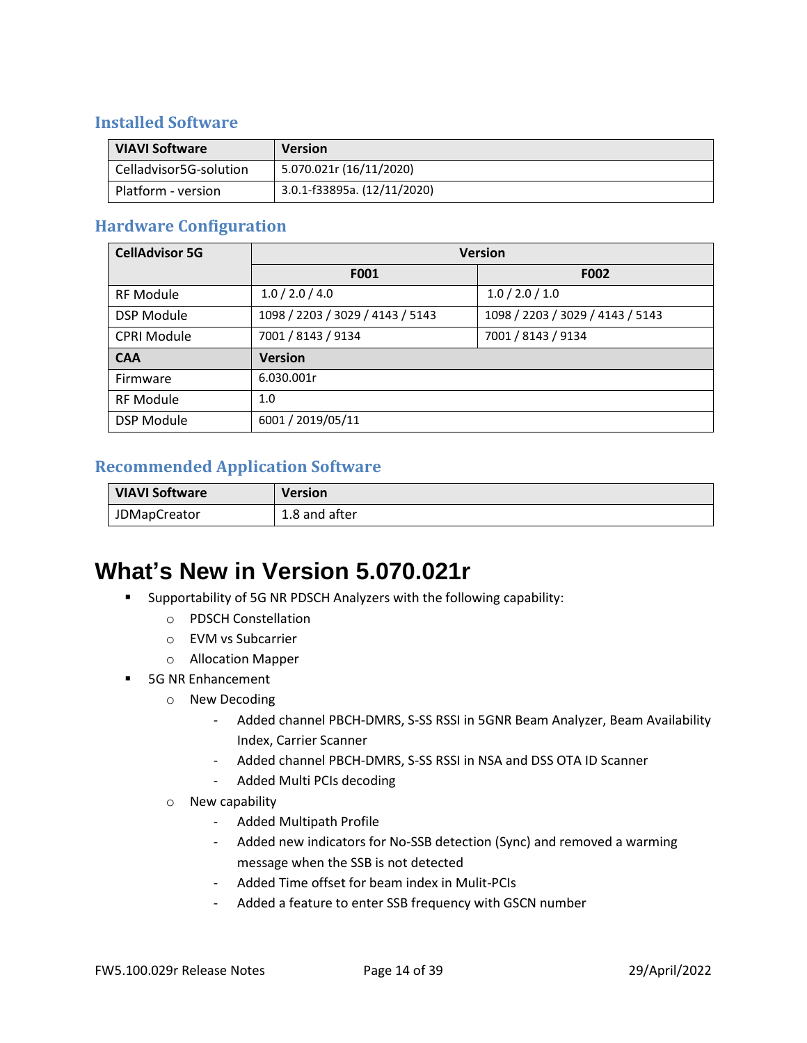### Installed Software

| VIAVI Software | Version |
|---|---|
| Celladvisor5G-solution | 5.070.021r (16/11/2020) |
| Platform - version | 3.0.1-f33895a. (12/11/2020) |

### Hardware Configuration

| CellAdvisor 5G | Version | |
|---|---|---|
| | F001 | F002 |
| RF Module | 1.0 / 2.0 / 4.0 | 1.0 / 2.0 / 1.0 |
| DSP Module | 1098 / 2203 / 3029 / 4143 / 5143 | 1098 / 2203 / 3029 / 4143 / 5143 |
| CPRI Module | 7001 / 8143 / 9134 | 7001 / 8143 / 9134 |
| **CAA** | **Version** | |
| Firmware | 6.030.001r | |
| RF Module | 1.0 | |
| DSP Module | 6001 / 2019/05/11 | |

### Recommended Application Software

| VIAVI Software | Version |
|---|---|
| JDMapCreator | 1.8 and after |

# What's New in Version 5.070.021r

- Supportability of 5G NR PDSCH Analyzers with the following capability:
  - PDSCH Constellation
  - EVM vs Subcarrier
  - Allocation Mapper
- 5G NR Enhancement
  - New Decoding
    - Added channel PBCH-DMRS, S-SS RSSI in 5GNR Beam Analyzer, Beam Availability Index, Carrier Scanner
    - Added channel PBCH-DMRS, S-SS RSSI in NSA and DSS OTA ID Scanner
    - Added Multi PCIs decoding
  - New capability
    - Added Multipath Profile
    - Added new indicators for No-SSB detection (Sync) and removed a warming message when the SSB is not detected
    - Added Time offset for beam index in Mulit-PCIs
    - Added a feature to enter SSB frequency with GSCN number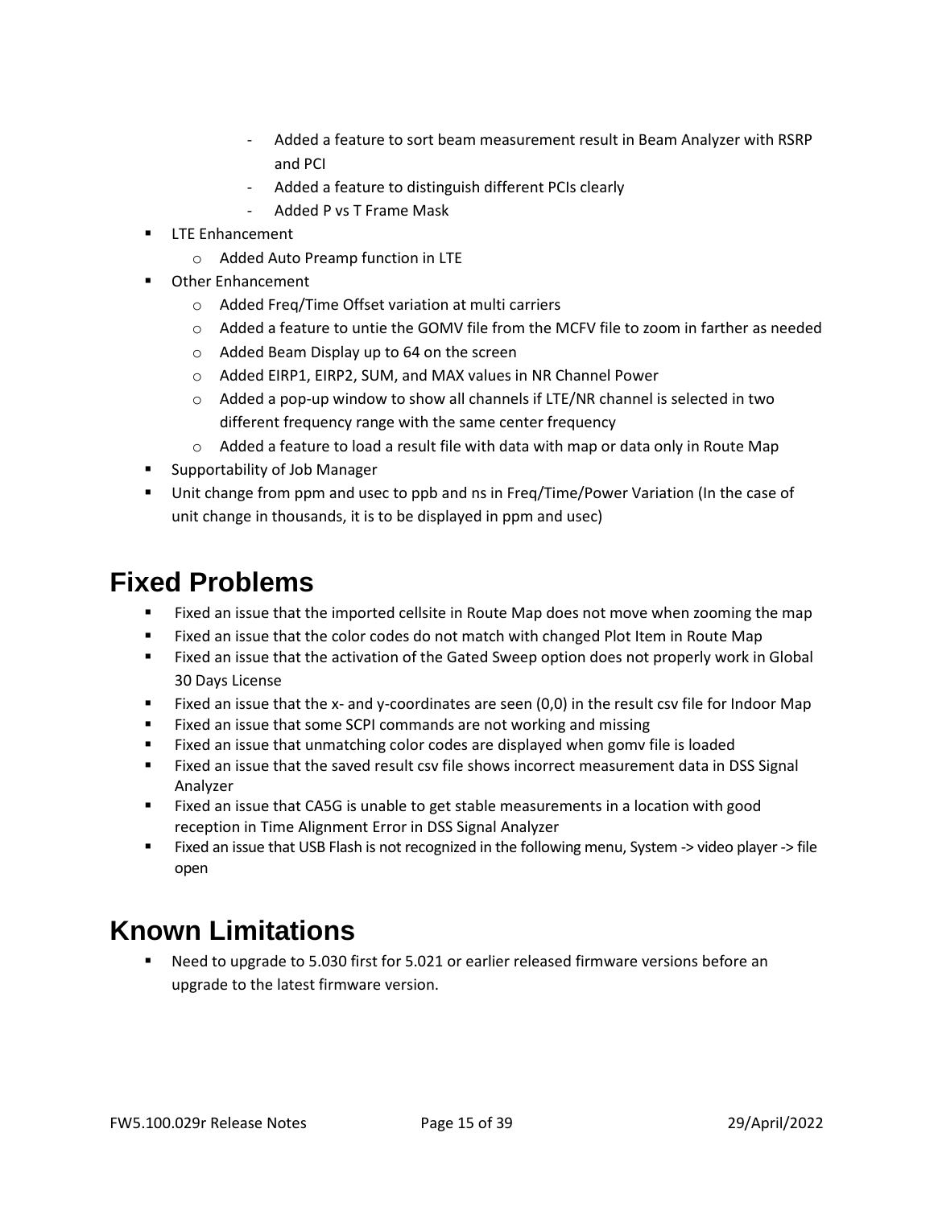- Added a feature to sort beam measurement result in Beam Analyzer with RSRP and PCI
        - Added a feature to distinguish different PCIs clearly
        - Added P vs T Frame Mask
- LTE Enhancement
    - Added Auto Preamp function in LTE
- Other Enhancement
    - Added Freq/Time Offset variation at multi carriers
    - Added a feature to untie the GOMV file from the MCFV file to zoom in farther as needed
    - Added Beam Display up to 64 on the screen
    - Added EIRP1, EIRP2, SUM, and MAX values in NR Channel Power
    - Added a pop-up window to show all channels if LTE/NR channel is selected in two different frequency range with the same center frequency
    - Added a feature to load a result file with data with map or data only in Route Map
- Supportability of Job Manager
- Unit change from ppm and usec to ppb and ns in Freq/Time/Power Variation (In the case of unit change in thousands, it is to be displayed in ppm and usec)

# Fixed Problems

- Fixed an issue that the imported cellsite in Route Map does not move when zooming the map
- Fixed an issue that the color codes do not match with changed Plot Item in Route Map
- Fixed an issue that the activation of the Gated Sweep option does not properly work in Global 30 Days License
- Fixed an issue that the x- and y-coordinates are seen (0,0) in the result csv file for Indoor Map
- Fixed an issue that some SCPI commands are not working and missing
- Fixed an issue that unmatching color codes are displayed when gomv file is loaded
- Fixed an issue that the saved result csv file shows incorrect measurement data in DSS Signal Analyzer
- Fixed an issue that CA5G is unable to get stable measurements in a location with good reception in Time Alignment Error in DSS Signal Analyzer
- Fixed an issue that USB Flash is not recognized in the following menu, System -> video player -> file open

# Known Limitations

- Need to upgrade to 5.030 first for 5.021 or earlier released firmware versions before an upgrade to the latest firmware version.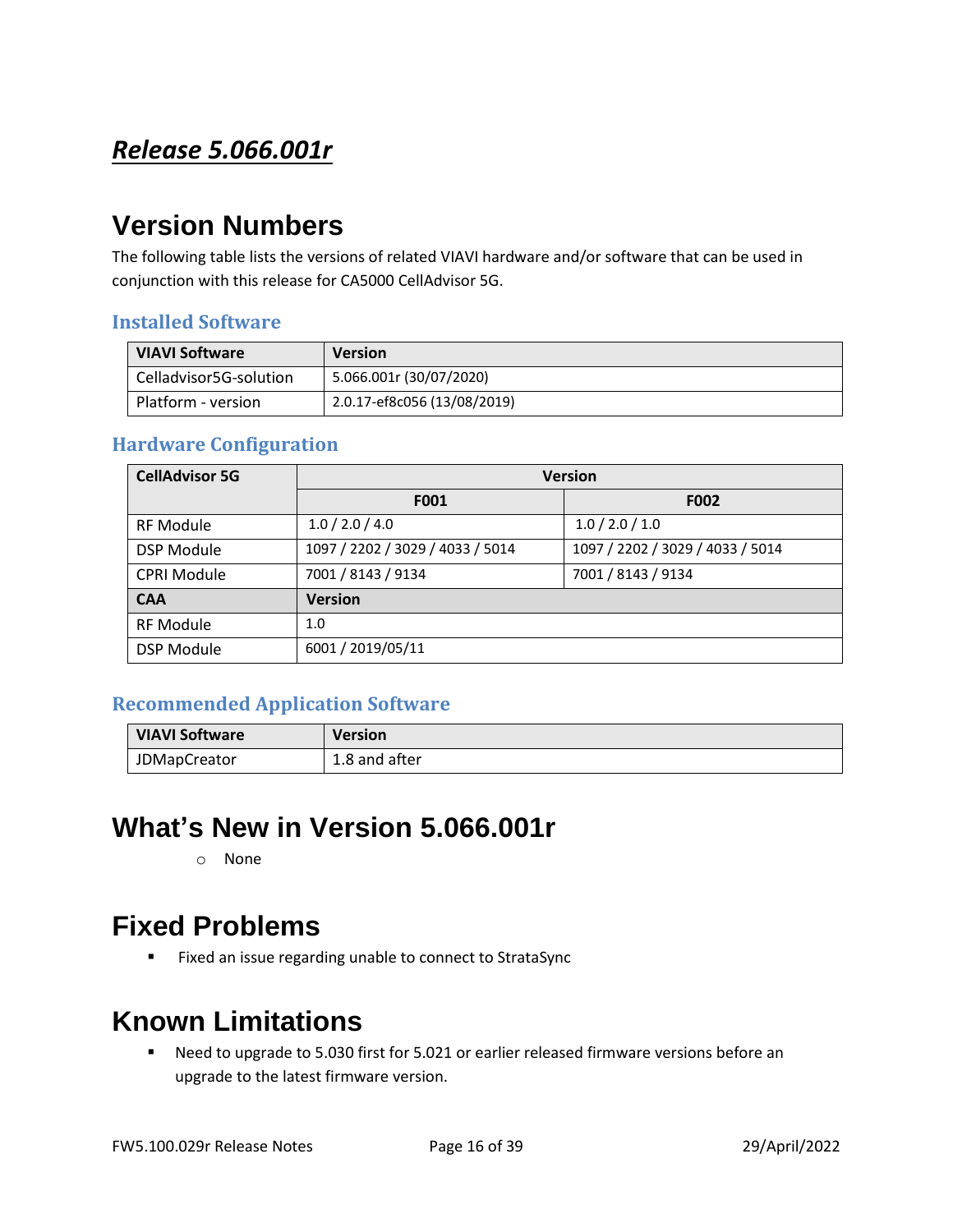# ***Release 5.066.001r***

## Version Numbers

The following table lists the versions of related VIAVI hardware and/or software that can be used in conjunction with this release for CA5000 CellAdvisor 5G.

### Installed Software

| VIAVI Software | Version |
|---|---|
| Celladvisor5G-solution | 5.066.001r (30/07/2020) |
| Platform - version | 2.0.17-ef8c056 (13/08/2019) |

### Hardware Configuration

| CellAdvisor 5G | Version | |
|---|---|---|
| | **F001** | **F002** |
| RF Module | 1.0 / 2.0 / 4.0 | 1.0 / 2.0 / 1.0 |
| DSP Module | 1097 / 2202 / 3029 / 4033 / 5014 | 1097 / 2202 / 3029 / 4033 / 5014 |
| CPRI Module | 7001 / 8143 / 9134 | 7001 / 8143 / 9134 |
| **CAA** | **Version** | |
| RF Module | 1.0 | |
| DSP Module | 6001 / 2019/05/11 | |

### Recommended Application Software

| VIAVI Software | Version |
|---|---|
| JDMapCreator | 1.8 and after |

## What's New in Version 5.066.001r

- None

## Fixed Problems

- Fixed an issue regarding unable to connect to StrataSync

## Known Limitations

- Need to upgrade to 5.030 first for 5.021 or earlier released firmware versions before an upgrade to the latest firmware version.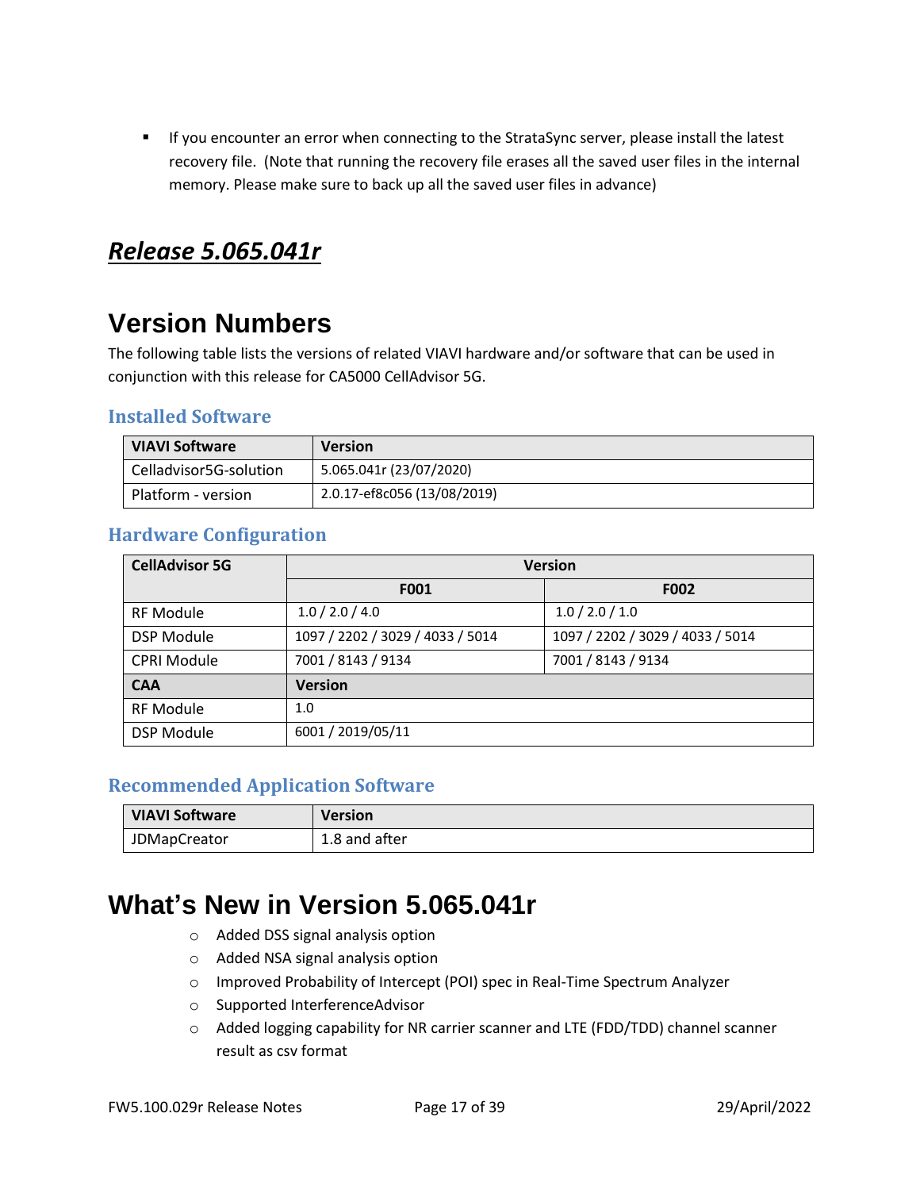- If you encounter an error when connecting to the StrataSync server, please install the latest recovery file. (Note that running the recovery file erases all the saved user files in the internal memory. Please make sure to back up all the saved user files in advance)

# ***Release 5.065.041r***

# Version Numbers

The following table lists the versions of related VIAVI hardware and/or software that can be used in conjunction with this release for CA5000 CellAdvisor 5G.

### Installed Software

| VIAVI Software | Version |
|---|---|
| Celladvisor5G-solution | 5.065.041r (23/07/2020) |
| Platform - version | 2.0.17-ef8c056 (13/08/2019) |

### Hardware Configuration

| CellAdvisor 5G | Version | |
|---|---|---|
| | F001 | F002 |
| RF Module | 1.0 / 2.0 / 4.0 | 1.0 / 2.0 / 1.0 |
| DSP Module | 1097 / 2202 / 3029 / 4033 / 5014 | 1097 / 2202 / 3029 / 4033 / 5014 |
| CPRI Module | 7001 / 8143 / 9134 | 7001 / 8143 / 9134 |
| **CAA** | **Version** | |
| RF Module | 1.0 | |
| DSP Module | 6001 / 2019/05/11 | |

### Recommended Application Software

| VIAVI Software | Version |
|---|---|
| JDMapCreator | 1.8 and after |

# What's New in Version 5.065.041r

- Added DSS signal analysis option
- Added NSA signal analysis option
- Improved Probability of Intercept (POI) spec in Real-Time Spectrum Analyzer
- Supported InterferenceAdvisor
- Added logging capability for NR carrier scanner and LTE (FDD/TDD) channel scanner result as csv format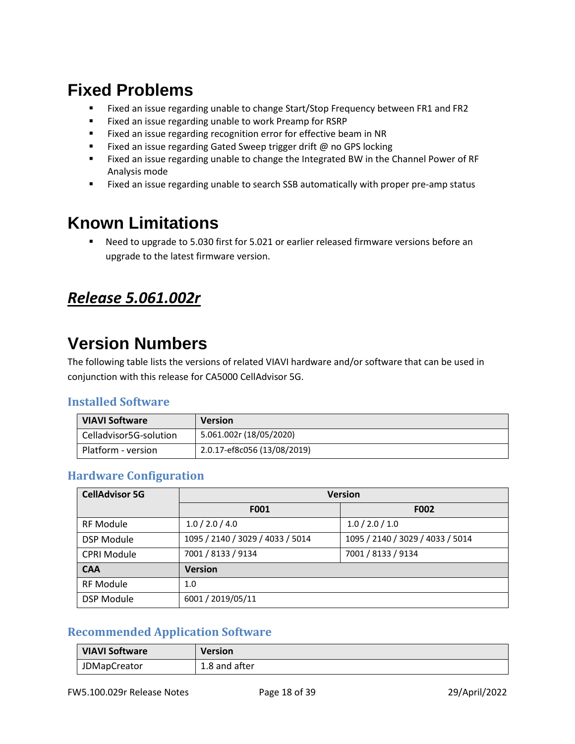# Fixed Problems

- Fixed an issue regarding unable to change Start/Stop Frequency between FR1 and FR2
- Fixed an issue regarding unable to work Preamp for RSRP
- Fixed an issue regarding recognition error for effective beam in NR
- Fixed an issue regarding Gated Sweep trigger drift @ no GPS locking
- Fixed an issue regarding unable to change the Integrated BW in the Channel Power of RF Analysis mode
- Fixed an issue regarding unable to search SSB automatically with proper pre-amp status

# Known Limitations

- Need to upgrade to 5.030 first for 5.021 or earlier released firmware versions before an upgrade to the latest firmware version.

## ***Release 5.061.002r***

# Version Numbers

The following table lists the versions of related VIAVI hardware and/or software that can be used in conjunction with this release for CA5000 CellAdvisor 5G.

### Installed Software

| VIAVI Software | Version |
|---|---|
| Celladvisor5G-solution | 5.061.002r (18/05/2020) |
| Platform - version | 2.0.17-ef8c056 (13/08/2019) |

### Hardware Configuration

| CellAdvisor 5G | Version | |
|---|---|---|
| | F001 | F002 |
| RF Module | 1.0 / 2.0 / 4.0 | 1.0 / 2.0 / 1.0 |
| DSP Module | 1095 / 2140 / 3029 / 4033 / 5014 | 1095 / 2140 / 3029 / 4033 / 5014 |
| CPRI Module | 7001 / 8133 / 9134 | 7001 / 8133 / 9134 |
| **CAA** | **Version** | |
| RF Module | 1.0 | |
| DSP Module | 6001 / 2019/05/11 | |

### Recommended Application Software

| VIAVI Software | Version |
|---|---|
| JDMapCreator | 1.8 and after |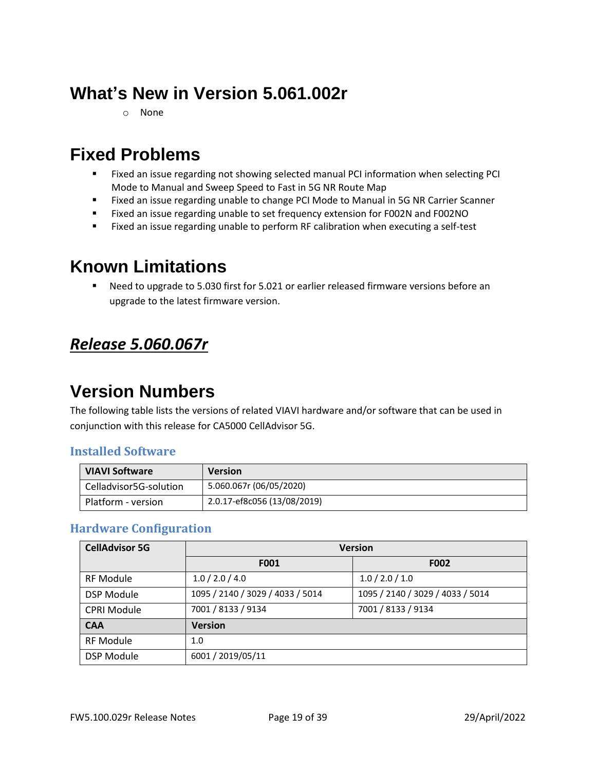# What's New in Version 5.061.002r

- None

# Fixed Problems

- Fixed an issue regarding not showing selected manual PCI information when selecting PCI Mode to Manual and Sweep Speed to Fast in 5G NR Route Map
- Fixed an issue regarding unable to change PCI Mode to Manual in 5G NR Carrier Scanner
- Fixed an issue regarding unable to set frequency extension for F002N and F002NO
- Fixed an issue regarding unable to perform RF calibration when executing a self-test

# Known Limitations

- Need to upgrade to 5.030 first for 5.021 or earlier released firmware versions before an upgrade to the latest firmware version.

## ***Release 5.060.067r***

# Version Numbers

The following table lists the versions of related VIAVI hardware and/or software that can be used in conjunction with this release for CA5000 CellAdvisor 5G.

### Installed Software

| VIAVI Software | Version |
|---|---|
| Celladvisor5G-solution | 5.060.067r (06/05/2020) |
| Platform - version | 2.0.17-ef8c056 (13/08/2019) |

### Hardware Configuration

| CellAdvisor 5G | Version | |
|---|---|---|
| | F001 | F002 |
| RF Module | 1.0 / 2.0 / 4.0 | 1.0 / 2.0 / 1.0 |
| DSP Module | 1095 / 2140 / 3029 / 4033 / 5014 | 1095 / 2140 / 3029 / 4033 / 5014 |
| CPRI Module | 7001 / 8133 / 9134 | 7001 / 8133 / 9134 |
| **CAA** | **Version** | |
| RF Module | 1.0 | |
| DSP Module | 6001 / 2019/05/11 | |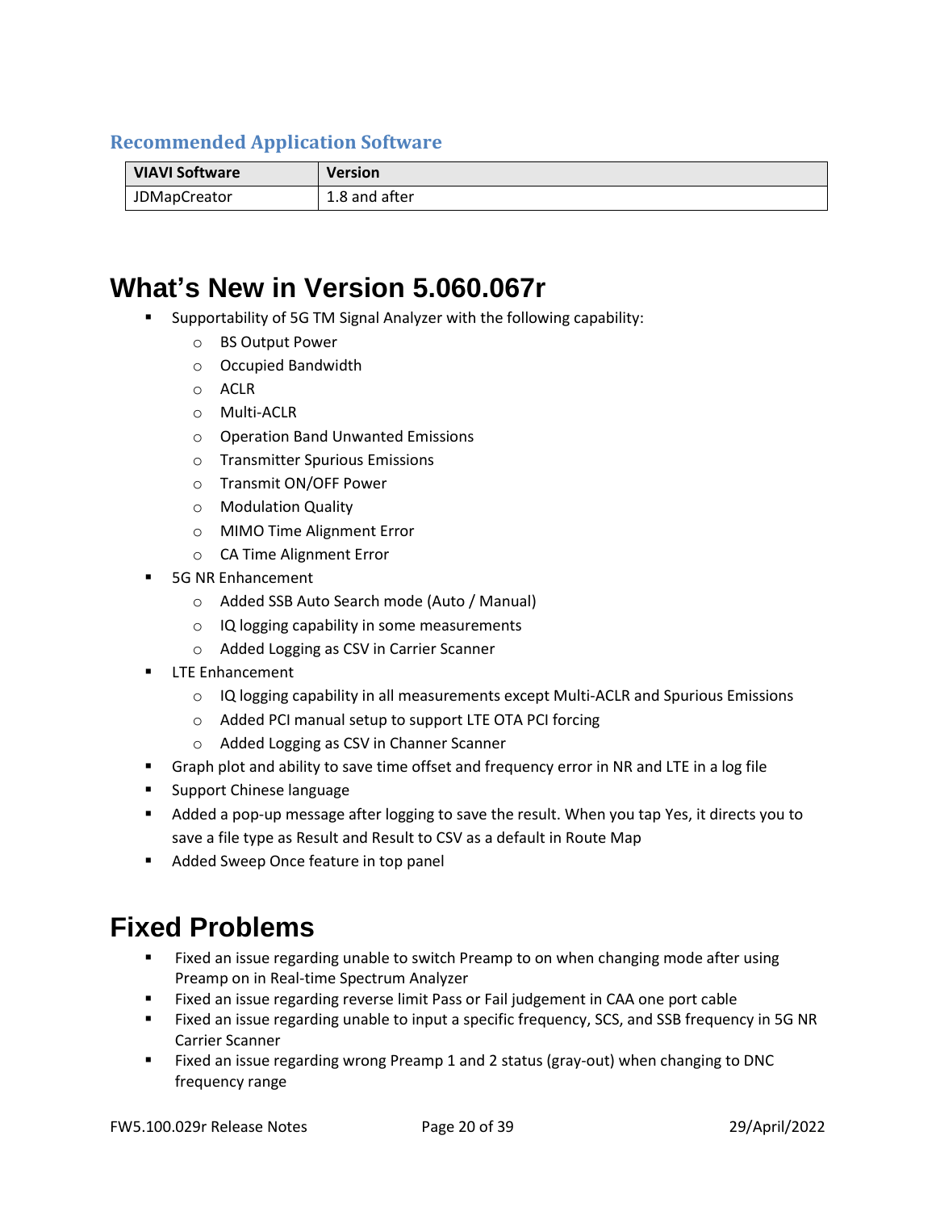### Recommended Application Software

| VIAVI Software | Version |
| --- | --- |
| JDMapCreator | 1.8 and after |

# What's New in Version 5.060.067r

- Supportability of 5G TM Signal Analyzer with the following capability:
  - BS Output Power
  - Occupied Bandwidth
  - ACLR
  - Multi-ACLR
  - Operation Band Unwanted Emissions
  - Transmitter Spurious Emissions
  - Transmit ON/OFF Power
  - Modulation Quality
  - MIMO Time Alignment Error
  - CA Time Alignment Error
- 5G NR Enhancement
  - Added SSB Auto Search mode (Auto / Manual)
  - IQ logging capability in some measurements
  - Added Logging as CSV in Carrier Scanner
- LTE Enhancement
  - IQ logging capability in all measurements except Multi-ACLR and Spurious Emissions
  - Added PCI manual setup to support LTE OTA PCI forcing
  - Added Logging as CSV in Channer Scanner
- Graph plot and ability to save time offset and frequency error in NR and LTE in a log file
- Support Chinese language
- Added a pop-up message after logging to save the result. When you tap Yes, it directs you to save a file type as Result and Result to CSV as a default in Route Map
- Added Sweep Once feature in top panel

# Fixed Problems

- Fixed an issue regarding unable to switch Preamp to on when changing mode after using Preamp on in Real-time Spectrum Analyzer
- Fixed an issue regarding reverse limit Pass or Fail judgement in CAA one port cable
- Fixed an issue regarding unable to input a specific frequency, SCS, and SSB frequency in 5G NR Carrier Scanner
- Fixed an issue regarding wrong Preamp 1 and 2 status (gray-out) when changing to DNC frequency range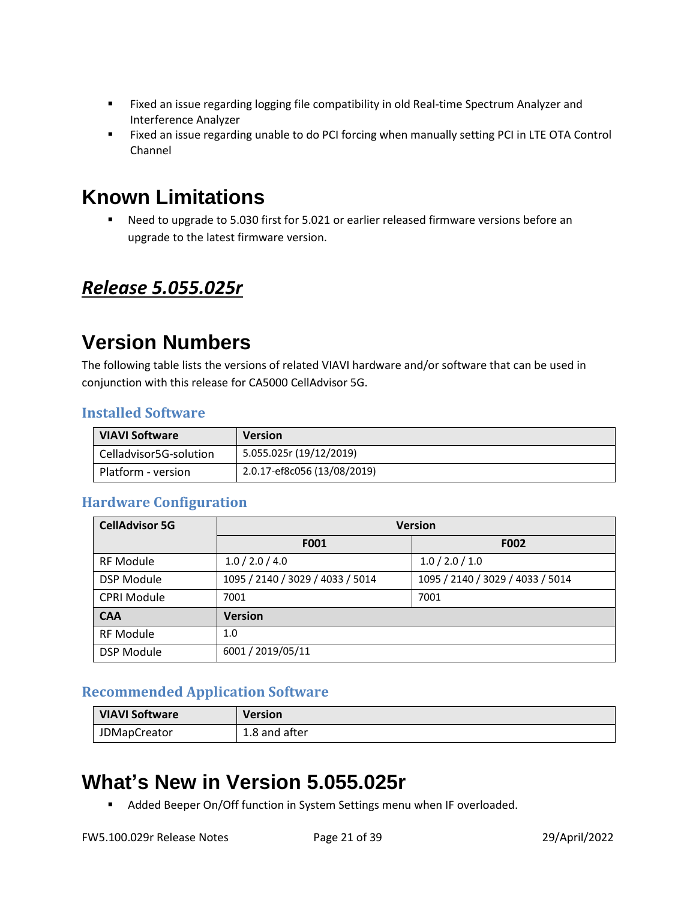- Fixed an issue regarding logging file compatibility in old Real-time Spectrum Analyzer and Interference Analyzer
- Fixed an issue regarding unable to do PCI forcing when manually setting PCI in LTE OTA Control Channel

# Known Limitations

- Need to upgrade to 5.030 first for 5.021 or earlier released firmware versions before an upgrade to the latest firmware version.

## ***Release 5.055.025r***

# Version Numbers

The following table lists the versions of related VIAVI hardware and/or software that can be used in conjunction with this release for CA5000 CellAdvisor 5G.

### Installed Software

| VIAVI Software | Version |
|---|---|
| Celladvisor5G-solution | 5.055.025r (19/12/2019) |
| Platform - version | 2.0.17-ef8c056 (13/08/2019) |

### Hardware Configuration

| CellAdvisor 5G | Version | |
|---|---|---|
| | F001 | F002 |
| RF Module | 1.0 / 2.0 / 4.0 | 1.0 / 2.0 / 1.0 |
| DSP Module | 1095 / 2140 / 3029 / 4033 / 5014 | 1095 / 2140 / 3029 / 4033 / 5014 |
| CPRI Module | 7001 | 7001 |
| **CAA** | **Version** | |
| RF Module | 1.0 | |
| DSP Module | 6001 / 2019/05/11 | |

### Recommended Application Software

| VIAVI Software | Version |
|---|---|
| JDMapCreator | 1.8 and after |

# What's New in Version 5.055.025r

- Added Beeper On/Off function in System Settings menu when IF overloaded.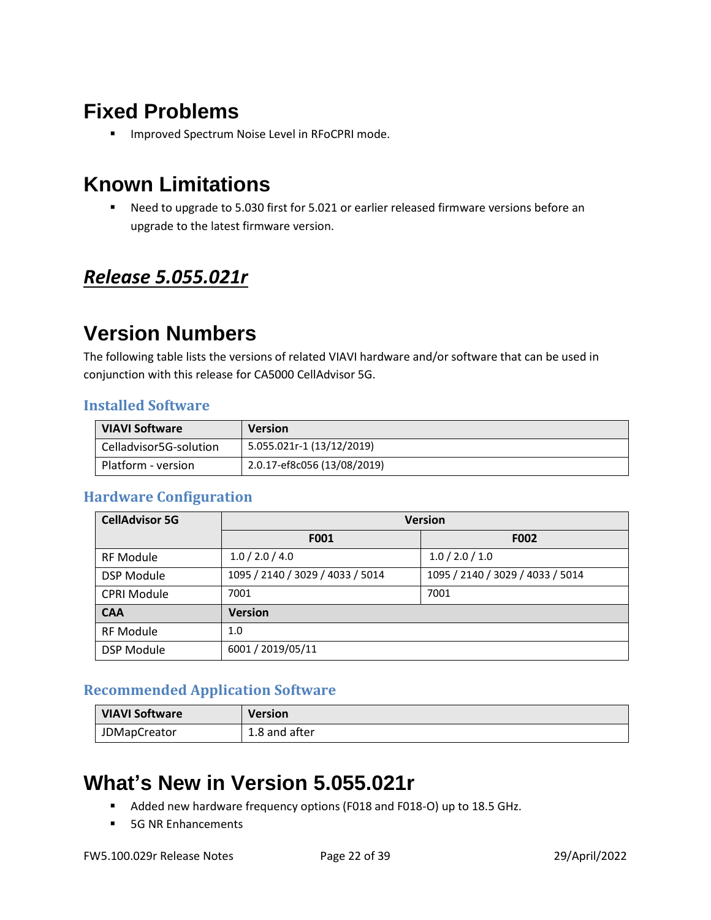# Fixed Problems

- Improved Spectrum Noise Level in RFoCPRI mode.

# Known Limitations

- Need to upgrade to 5.030 first for 5.021 or earlier released firmware versions before an upgrade to the latest firmware version.

## ***Release 5.055.021r***

# Version Numbers

The following table lists the versions of related VIAVI hardware and/or software that can be used in conjunction with this release for CA5000 CellAdvisor 5G.

### Installed Software

| VIAVI Software | Version |
| --- | --- |
| Celladvisor5G-solution | 5.055.021r-1 (13/12/2019) |
| Platform - version | 2.0.17-ef8c056 (13/08/2019) |

### Hardware Configuration

| CellAdvisor 5G | Version | |
| --- | --- | --- |
| | F001 | F002 |
| RF Module | 1.0 / 2.0 / 4.0 | 1.0 / 2.0 / 1.0 |
| DSP Module | 1095 / 2140 / 3029 / 4033 / 5014 | 1095 / 2140 / 3029 / 4033 / 5014 |
| CPRI Module | 7001 | 7001 |
| **CAA** | **Version** | |
| RF Module | 1.0 | |
| DSP Module | 6001 / 2019/05/11 | |

### Recommended Application Software

| VIAVI Software | Version |
| --- | --- |
| JDMapCreator | 1.8 and after |

# What's New in Version 5.055.021r

- Added new hardware frequency options (F018 and F018-O) up to 18.5 GHz.
- 5G NR Enhancements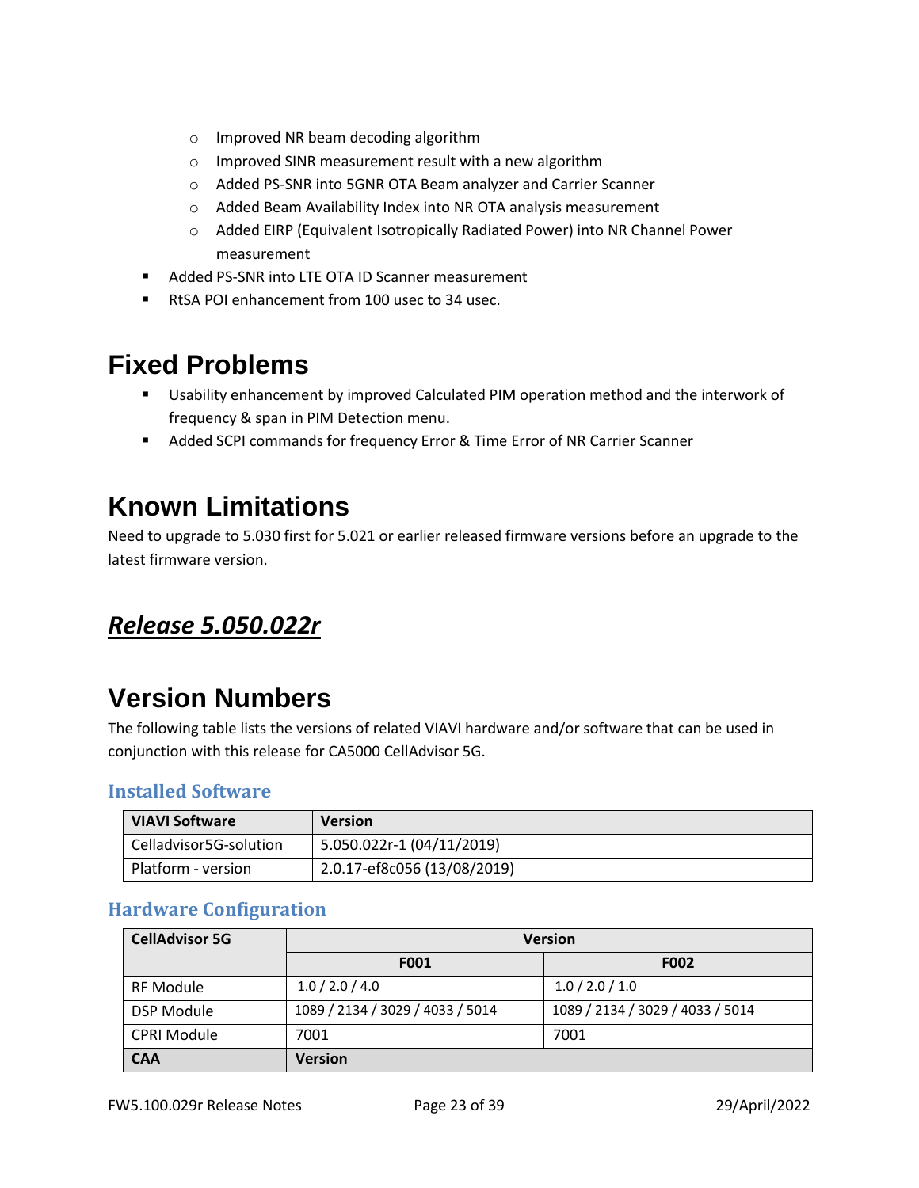- Improved NR beam decoding algorithm
    - Improved SINR measurement result with a new algorithm
    - Added PS-SNR into 5GNR OTA Beam analyzer and Carrier Scanner
    - Added Beam Availability Index into NR OTA analysis measurement
    - Added EIRP (Equivalent Isotropically Radiated Power) into NR Channel Power measurement
- Added PS-SNR into LTE OTA ID Scanner measurement
- RtSA POI enhancement from 100 usec to 34 usec.

# Fixed Problems

- Usability enhancement by improved Calculated PIM operation method and the interwork of frequency & span in PIM Detection menu.
- Added SCPI commands for frequency Error & Time Error of NR Carrier Scanner

# Known Limitations

Need to upgrade to 5.030 first for 5.021 or earlier released firmware versions before an upgrade to the latest firmware version.

## ***Release 5.050.022r***

# Version Numbers

The following table lists the versions of related VIAVI hardware and/or software that can be used in conjunction with this release for CA5000 CellAdvisor 5G.

### Installed Software

| VIAVI Software | Version |
|---|---|
| Celladvisor5G-solution | 5.050.022r-1 (04/11/2019) |
| Platform - version | 2.0.17-ef8c056 (13/08/2019) |

### Hardware Configuration

| CellAdvisor 5G | Version | |
|---|---|---|
| | F001 | F002 |
| RF Module | 1.0 / 2.0 / 4.0 | 1.0 / 2.0 / 1.0 |
| DSP Module | 1089 / 2134 / 3029 / 4033 / 5014 | 1089 / 2134 / 3029 / 4033 / 5014 |
| CPRI Module | 7001 | 7001 |
| **CAA** | **Version** | |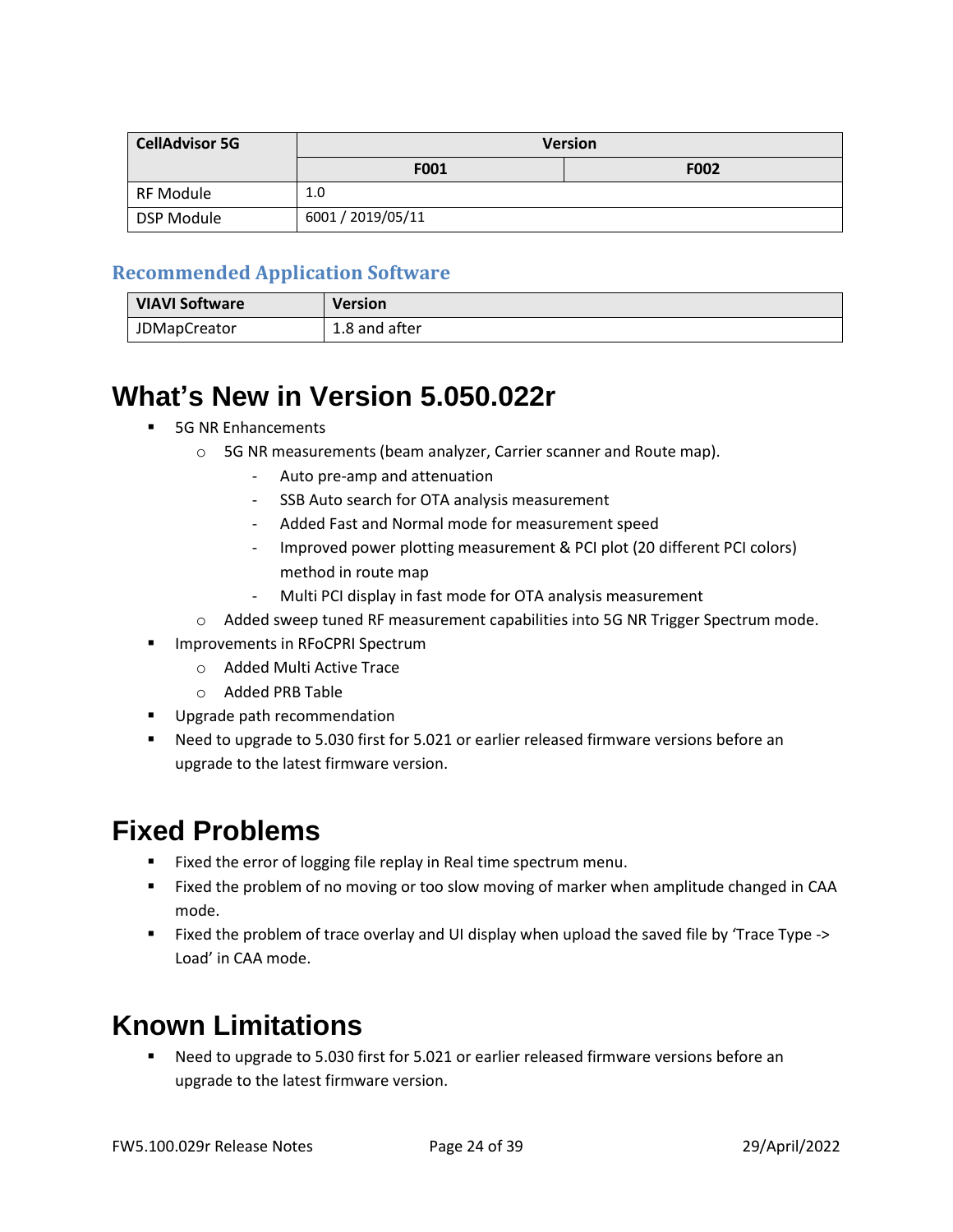| CellAdvisor 5G | Version | |
|---|---|---|
| | F001 | F002 |
| RF Module | 1.0 | |
| DSP Module | 6001 / 2019/05/11 | |

### Recommended Application Software

| VIAVI Software | Version |
|---|---|
| JDMapCreator | 1.8 and after |

# What's New in Version 5.050.022r

- 5G NR Enhancements
  - 5G NR measurements (beam analyzer, Carrier scanner and Route map).
    - Auto pre-amp and attenuation
    - SSB Auto search for OTA analysis measurement
    - Added Fast and Normal mode for measurement speed
    - Improved power plotting measurement & PCI plot (20 different PCI colors) method in route map
    - Multi PCI display in fast mode for OTA analysis measurement
  - Added sweep tuned RF measurement capabilities into 5G NR Trigger Spectrum mode.
- Improvements in RFoCPRI Spectrum
  - Added Multi Active Trace
  - Added PRB Table
- Upgrade path recommendation
- Need to upgrade to 5.030 first for 5.021 or earlier released firmware versions before an upgrade to the latest firmware version.

# Fixed Problems

- Fixed the error of logging file replay in Real time spectrum menu.
- Fixed the problem of no moving or too slow moving of marker when amplitude changed in CAA mode.
- Fixed the problem of trace overlay and UI display when upload the saved file by 'Trace Type -> Load' in CAA mode.

# Known Limitations

- Need to upgrade to 5.030 first for 5.021 or earlier released firmware versions before an upgrade to the latest firmware version.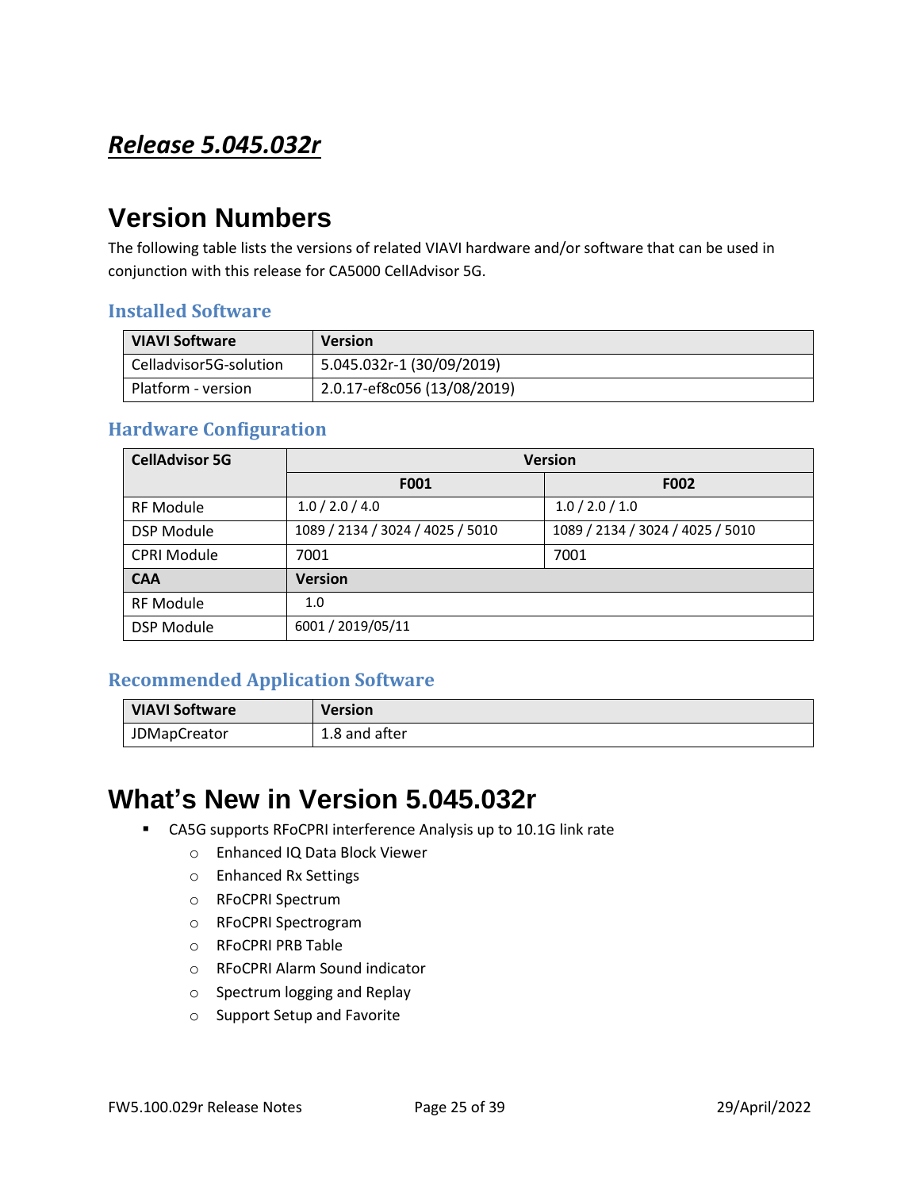## *Release 5.045.032r*

# Version Numbers

The following table lists the versions of related VIAVI hardware and/or software that can be used in conjunction with this release for CA5000 CellAdvisor 5G.

### Installed Software

| VIAVI Software | Version |
|---|---|
| Celladvisor5G-solution | 5.045.032r-1 (30/09/2019) |
| Platform - version | 2.0.17-ef8c056 (13/08/2019) |

### Hardware Configuration

| CellAdvisor 5G | Version | |
|---|---|---|
| | F001 | F002 |
| RF Module | 1.0 / 2.0 / 4.0 | 1.0 / 2.0 / 1.0 |
| DSP Module | 1089 / 2134 / 3024 / 4025 / 5010 | 1089 / 2134 / 3024 / 4025 / 5010 |
| CPRI Module | 7001 | 7001 |
| **CAA** | **Version** | |
| RF Module | 1.0 | |
| DSP Module | 6001 / 2019/05/11 | |

### Recommended Application Software

| VIAVI Software | Version |
|---|---|
| JDMapCreator | 1.8 and after |

# What's New in Version 5.045.032r

- CA5G supports RFoCPRI interference Analysis up to 10.1G link rate
    - Enhanced IQ Data Block Viewer
    - Enhanced Rx Settings
    - RFoCPRI Spectrum
    - RFoCPRI Spectrogram
    - RFoCPRI PRB Table
    - RFoCPRI Alarm Sound indicator
    - Spectrum logging and Replay
    - Support Setup and Favorite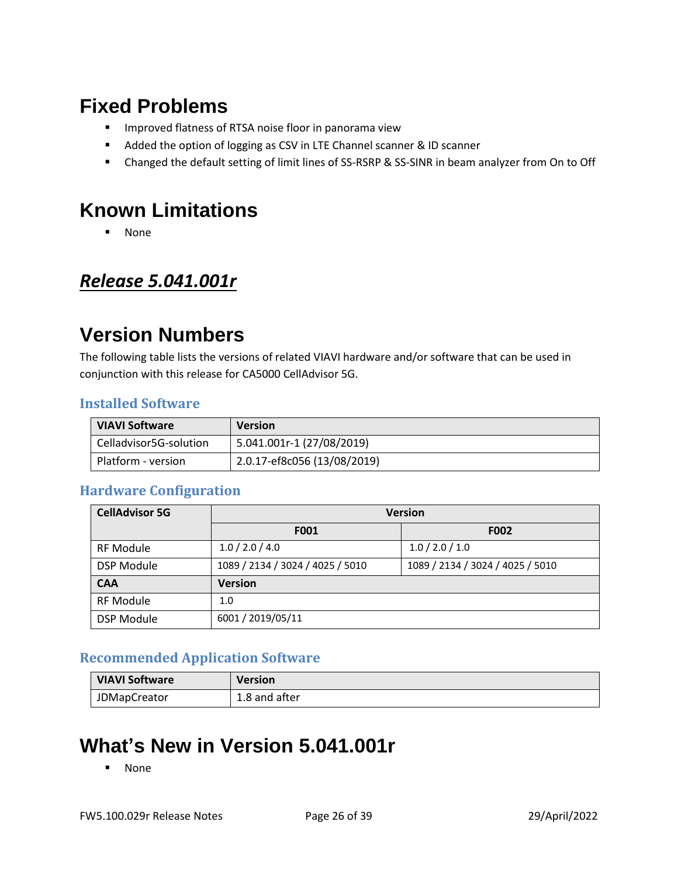# Fixed Problems

- Improved flatness of RTSA noise floor in panorama view
- Added the option of logging as CSV in LTE Channel scanner & ID scanner
- Changed the default setting of limit lines of SS-RSRP & SS-SINR in beam analyzer from On to Off

# Known Limitations

- None

## ***Release 5.041.001r***

# Version Numbers

The following table lists the versions of related VIAVI hardware and/or software that can be used in conjunction with this release for CA5000 CellAdvisor 5G.

### Installed Software

| VIAVI Software | Version |
|---|---|
| Celladvisor5G-solution | 5.041.001r-1 (27/08/2019) |
| Platform - version | 2.0.17-ef8c056 (13/08/2019) |

### Hardware Configuration

| CellAdvisor 5G | Version | |
|---|---|---|
| | F001 | F002 |
| RF Module | 1.0 / 2.0 / 4.0 | 1.0 / 2.0 / 1.0 |
| DSP Module | 1089 / 2134 / 3024 / 4025 / 5010 | 1089 / 2134 / 3024 / 4025 / 5010 |
| **CAA** | **Version** | |
| RF Module | 1.0 | |
| DSP Module | 6001 / 2019/05/11 | |

### Recommended Application Software

| VIAVI Software | Version |
|---|---|
| JDMapCreator | 1.8 and after |

# What's New in Version 5.041.001r

- None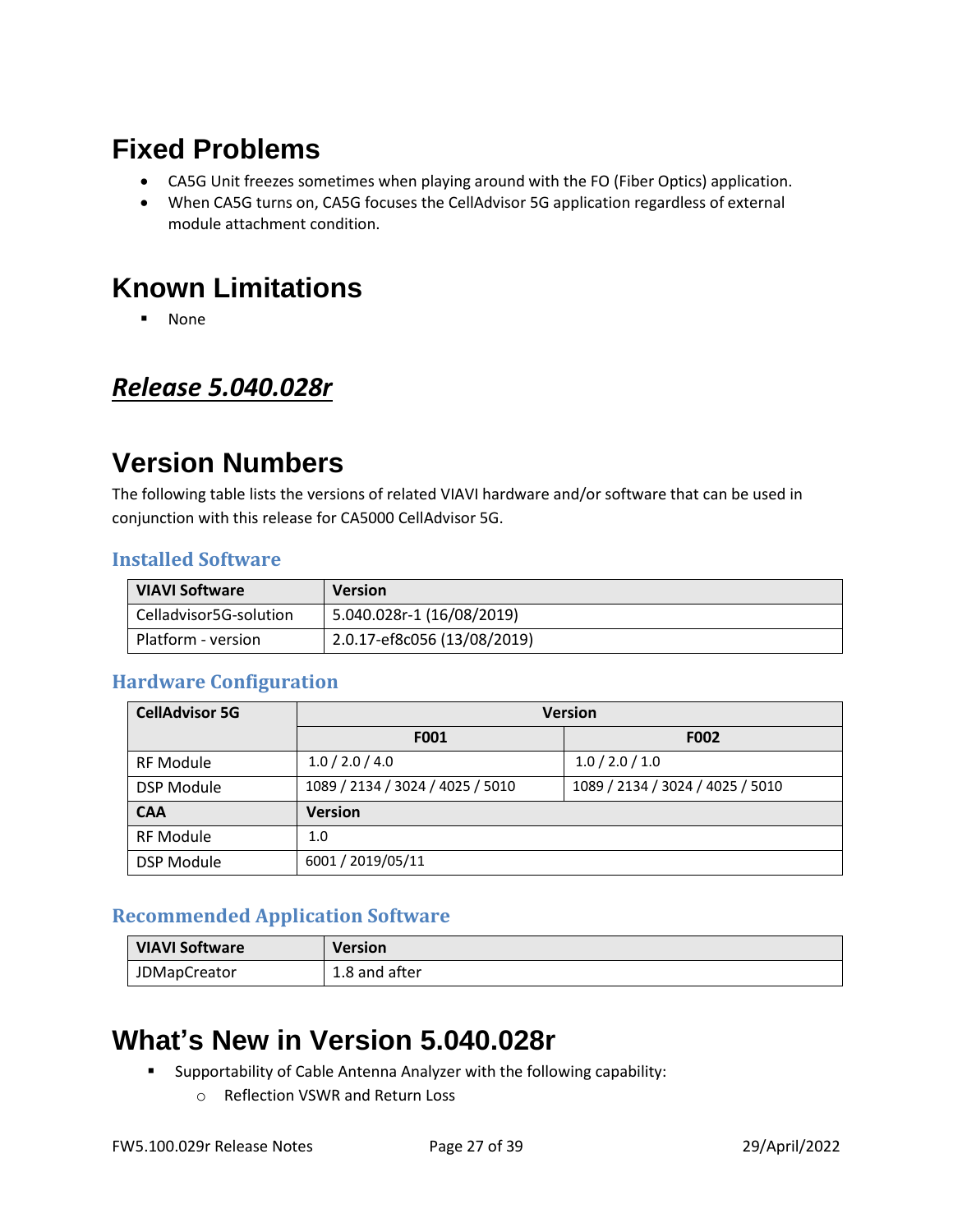# Fixed Problems

- CA5G Unit freezes sometimes when playing around with the FO (Fiber Optics) application.
- When CA5G turns on, CA5G focuses the CellAdvisor 5G application regardless of external module attachment condition.

# Known Limitations

- None

## ***Release 5.040.028r***

# Version Numbers

The following table lists the versions of related VIAVI hardware and/or software that can be used in conjunction with this release for CA5000 CellAdvisor 5G.

### Installed Software

| VIAVI Software | Version |
|---|---|
| Celladvisor5G-solution | 5.040.028r-1 (16/08/2019) |
| Platform - version | 2.0.17-ef8c056 (13/08/2019) |

### Hardware Configuration

| CellAdvisor 5G | Version | |
|---|---|---|
| | F001 | F002 |
| RF Module | 1.0 / 2.0 / 4.0 | 1.0 / 2.0 / 1.0 |
| DSP Module | 1089 / 2134 / 3024 / 4025 / 5010 | 1089 / 2134 / 3024 / 4025 / 5010 |
| **CAA** | **Version** | |
| RF Module | 1.0 | |
| DSP Module | 6001 / 2019/05/11 | |

### Recommended Application Software

| VIAVI Software | Version |
|---|---|
| JDMapCreator | 1.8 and after |

# What's New in Version 5.040.028r

- Supportability of Cable Antenna Analyzer with the following capability:
  - Reflection VSWR and Return Loss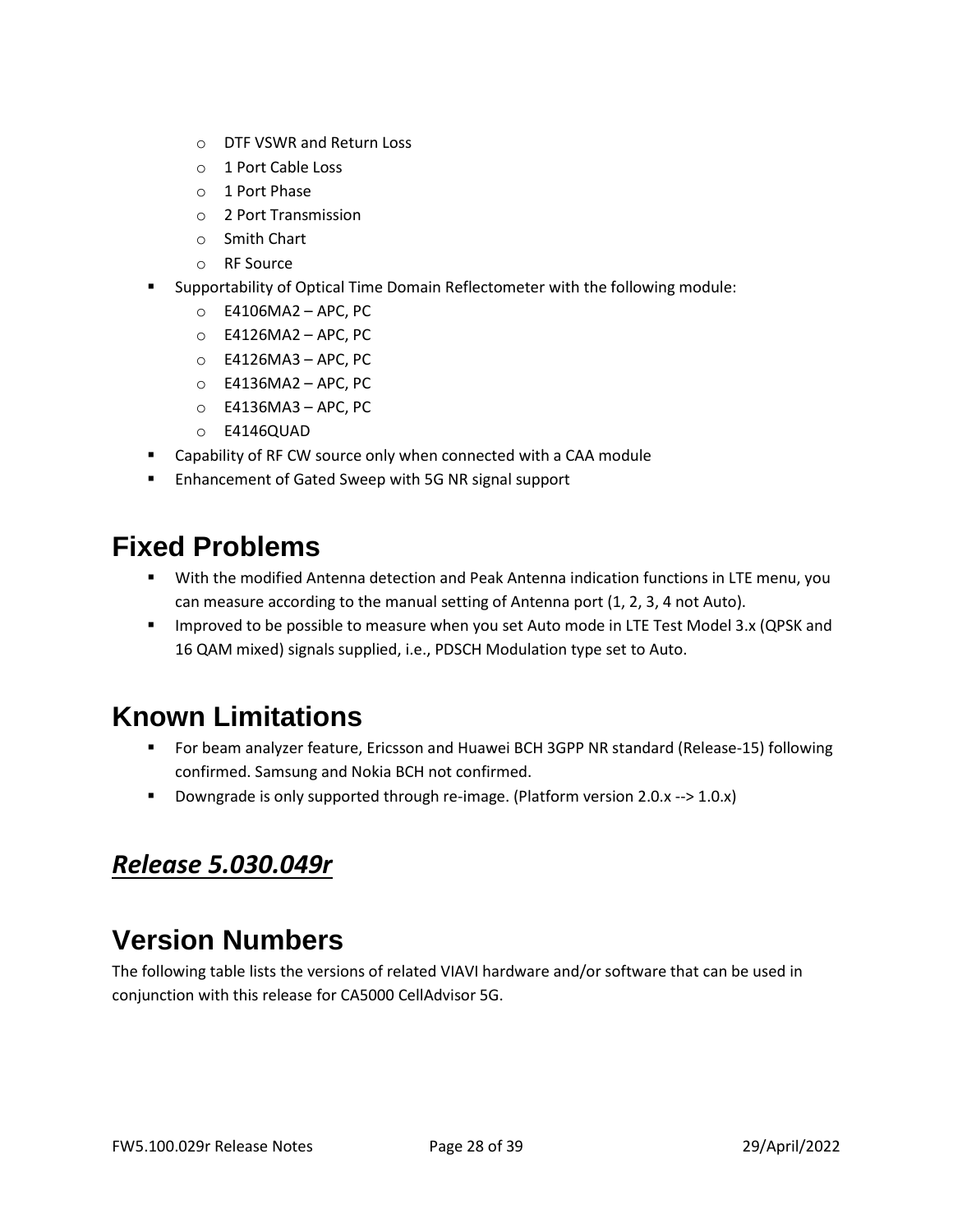- DTF VSWR and Return Loss
    - 1 Port Cable Loss
    - 1 Port Phase
    - 2 Port Transmission
    - Smith Chart
    - RF Source
- Supportability of Optical Time Domain Reflectometer with the following module:
    - E4106MA2 – APC, PC
    - E4126MA2 – APC, PC
    - E4126MA3 – APC, PC
    - E4136MA2 – APC, PC
    - E4136MA3 – APC, PC
    - E4146QUAD
- Capability of RF CW source only when connected with a CAA module
- Enhancement of Gated Sweep with 5G NR signal support

# Fixed Problems

- With the modified Antenna detection and Peak Antenna indication functions in LTE menu, you can measure according to the manual setting of Antenna port (1, 2, 3, 4 not Auto).
- Improved to be possible to measure when you set Auto mode in LTE Test Model 3.x (QPSK and 16 QAM mixed) signals supplied, i.e., PDSCH Modulation type set to Auto.

# Known Limitations

- For beam analyzer feature, Ericsson and Huawei BCH 3GPP NR standard (Release-15) following confirmed. Samsung and Nokia BCH not confirmed.
- Downgrade is only supported through re-image. (Platform version 2.0.x --> 1.0.x)

## ***<u>Release 5.030.049r</u>***

# Version Numbers

The following table lists the versions of related VIAVI hardware and/or software that can be used in conjunction with this release for CA5000 CellAdvisor 5G.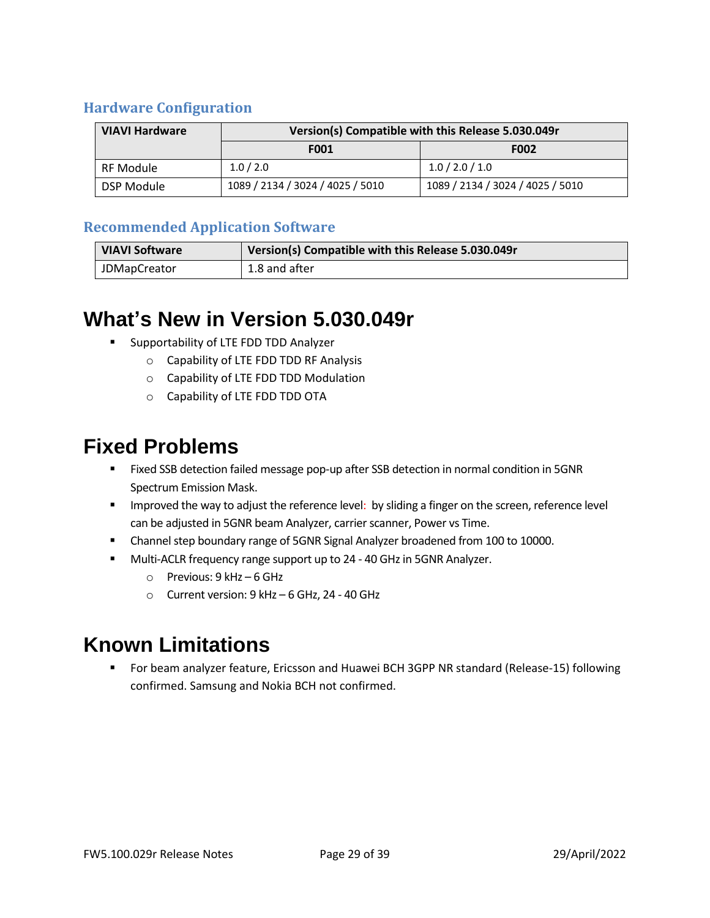### Hardware Configuration

| VIAVI Hardware | Version(s) Compatible with this Release 5.030.049r | |
|---|---|---|
| | F001 | F002 |
| RF Module | 1.0 / 2.0 | 1.0 / 2.0 / 1.0 |
| DSP Module | 1089 / 2134 / 3024 / 4025 / 5010 | 1089 / 2134 / 3024 / 4025 / 5010 |

### Recommended Application Software

| VIAVI Software | Version(s) Compatible with this Release 5.030.049r |
|---|---|
| JDMapCreator | 1.8 and after |

# What's New in Version 5.030.049r

- Supportability of LTE FDD TDD Analyzer
  - Capability of LTE FDD TDD RF Analysis
  - Capability of LTE FDD TDD Modulation
  - Capability of LTE FDD TDD OTA

# Fixed Problems

- Fixed SSB detection failed message pop-up after SSB detection in normal condition in 5GNR Spectrum Emission Mask.
- Improved the way to adjust the reference level: by sliding a finger on the screen, reference level can be adjusted in 5GNR beam Analyzer, carrier scanner, Power vs Time.
- Channel step boundary range of 5GNR Signal Analyzer broadened from 100 to 10000.
- Multi-ACLR frequency range support up to 24 - 40 GHz in 5GNR Analyzer.
  - Previous: 9 kHz – 6 GHz
  - Current version: 9 kHz – 6 GHz, 24 - 40 GHz

# Known Limitations

- For beam analyzer feature, Ericsson and Huawei BCH 3GPP NR standard (Release-15) following confirmed. Samsung and Nokia BCH not confirmed.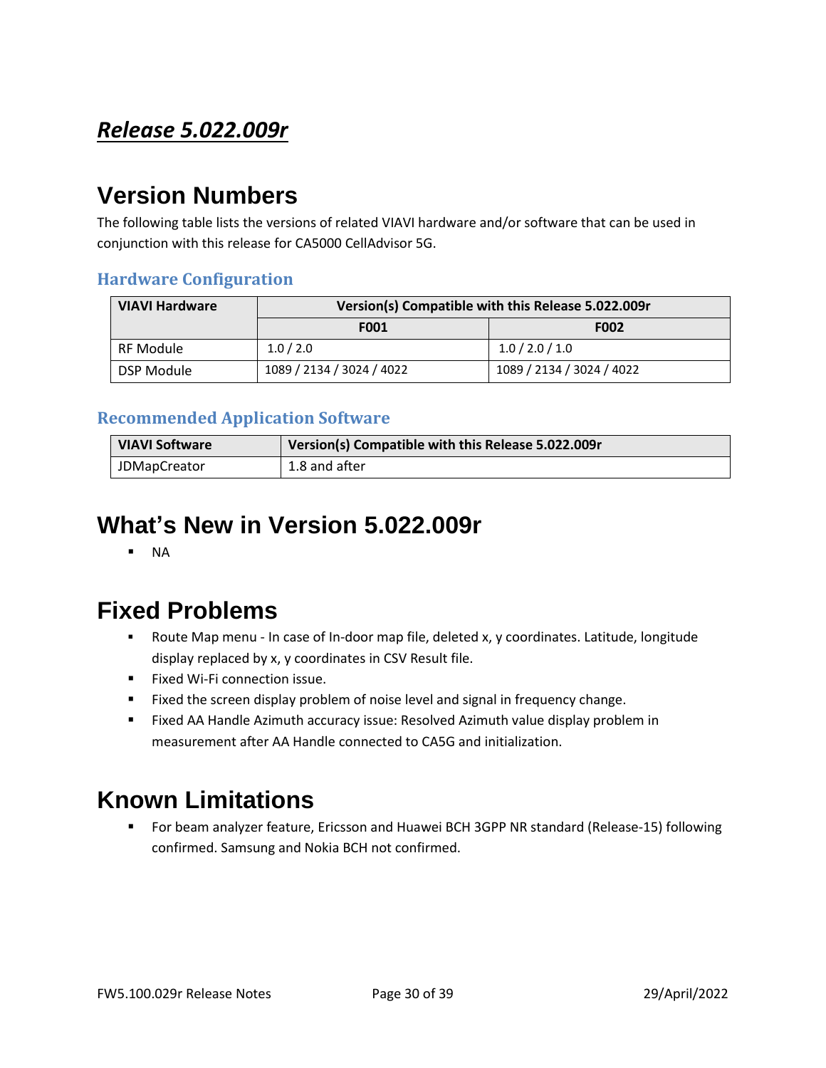## ***Release 5.022.009r***

# Version Numbers

The following table lists the versions of related VIAVI hardware and/or software that can be used in conjunction with this release for CA5000 CellAdvisor 5G.

### Hardware Configuration

| VIAVI Hardware | Version(s) Compatible with this Release 5.022.009r | |
|---|---|---|
| | F001 | F002 |
| RF Module | 1.0 / 2.0 | 1.0 / 2.0 / 1.0 |
| DSP Module | 1089 / 2134 / 3024 / 4022 | 1089 / 2134 / 3024 / 4022 |

### Recommended Application Software

| VIAVI Software | Version(s) Compatible with this Release 5.022.009r |
|---|---|
| JDMapCreator | 1.8 and after |

# What's New in Version 5.022.009r

- NA

# Fixed Problems

- Route Map menu - In case of In-door map file, deleted x, y coordinates. Latitude, longitude display replaced by x, y coordinates in CSV Result file.
- Fixed Wi-Fi connection issue.
- Fixed the screen display problem of noise level and signal in frequency change.
- Fixed AA Handle Azimuth accuracy issue: Resolved Azimuth value display problem in measurement after AA Handle connected to CA5G and initialization.

# Known Limitations

- For beam analyzer feature, Ericsson and Huawei BCH 3GPP NR standard (Release-15) following confirmed. Samsung and Nokia BCH not confirmed.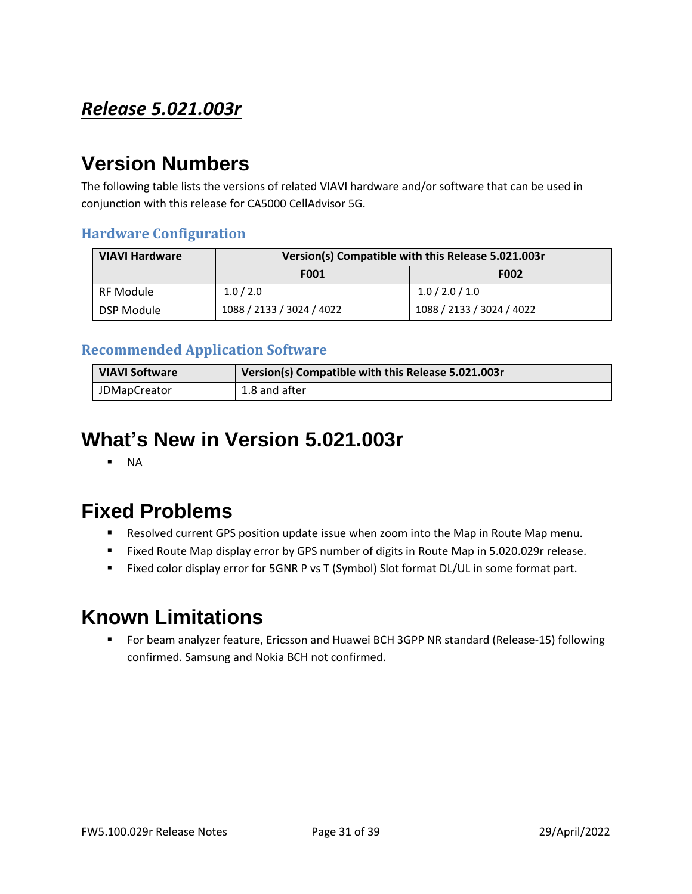# ***Release 5.021.003r***

# Version Numbers

The following table lists the versions of related VIAVI hardware and/or software that can be used in conjunction with this release for CA5000 CellAdvisor 5G.

### Hardware Configuration

| VIAVI Hardware | Version(s) Compatible with this Release 5.021.003r | |
|---|---|---|
| | F001 | F002 |
| RF Module | 1.0 / 2.0 | 1.0 / 2.0 / 1.0 |
| DSP Module | 1088 / 2133 / 3024 / 4022 | 1088 / 2133 / 3024 / 4022 |

### Recommended Application Software

| VIAVI Software | Version(s) Compatible with this Release 5.021.003r |
|---|---|
| JDMapCreator | 1.8 and after |

# What's New in Version 5.021.003r

- NA

# Fixed Problems

- Resolved current GPS position update issue when zoom into the Map in Route Map menu.
- Fixed Route Map display error by GPS number of digits in Route Map in 5.020.029r release.
- Fixed color display error for 5GNR P vs T (Symbol) Slot format DL/UL in some format part.

# Known Limitations

- For beam analyzer feature, Ericsson and Huawei BCH 3GPP NR standard (Release-15) following confirmed. Samsung and Nokia BCH not confirmed.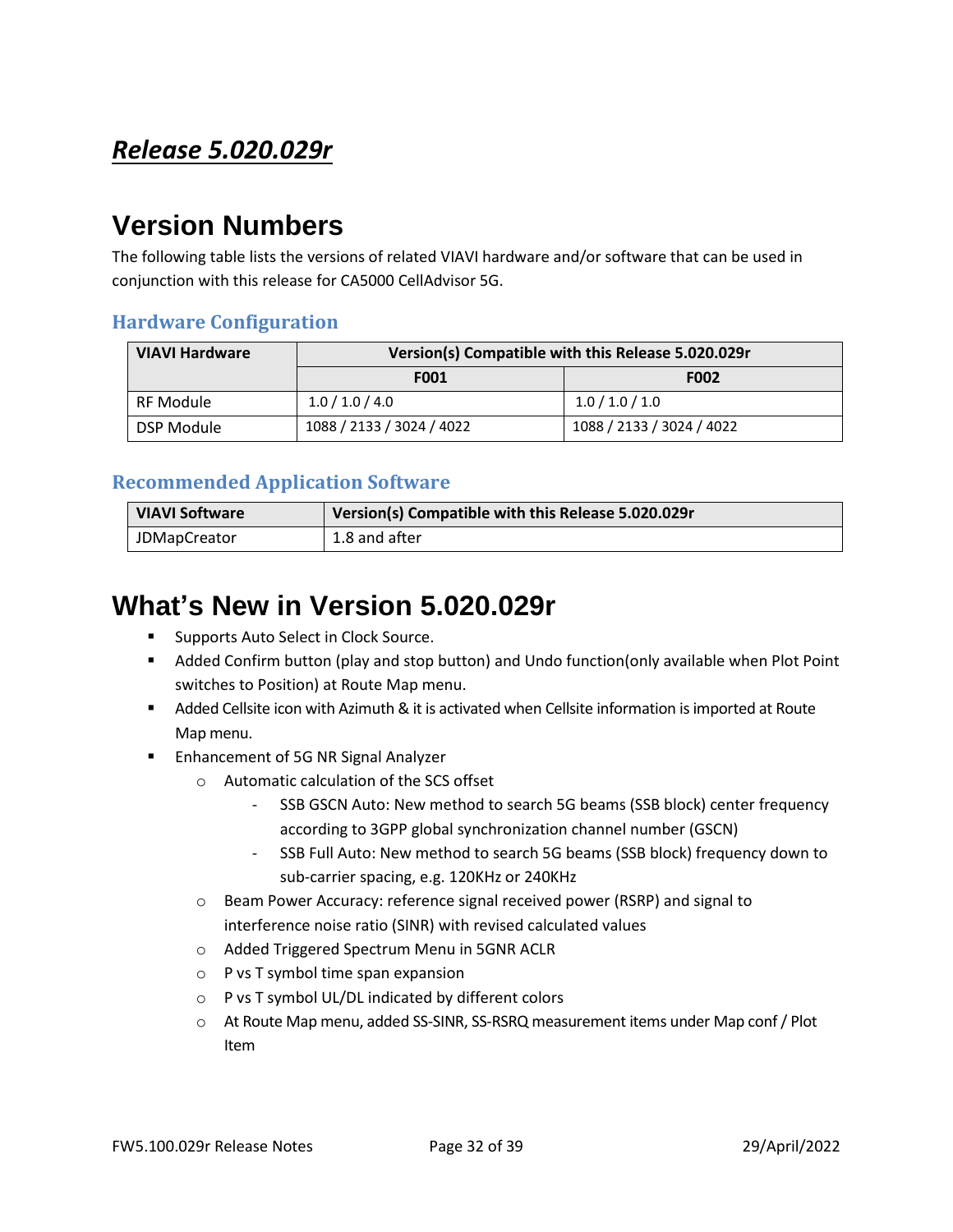# ***Release 5.020.029r***

## Version Numbers

The following table lists the versions of related VIAVI hardware and/or software that can be used in conjunction with this release for CA5000 CellAdvisor 5G.

### Hardware Configuration

| VIAVI Hardware | Version(s) Compatible with this Release 5.020.029r | |
|---|---|---|
| | F001 | F002 |
| RF Module | 1.0 / 1.0 / 4.0 | 1.0 / 1.0 / 1.0 |
| DSP Module | 1088 / 2133 / 3024 / 4022 | 1088 / 2133 / 3024 / 4022 |

### Recommended Application Software

| VIAVI Software | Version(s) Compatible with this Release 5.020.029r |
|---|---|
| JDMapCreator | 1.8 and after |

## What's New in Version 5.020.029r

- Supports Auto Select in Clock Source.
- Added Confirm button (play and stop button) and Undo function(only available when Plot Point switches to Position) at Route Map menu.
- Added Cellsite icon with Azimuth & it is activated when Cellsite information is imported at Route Map menu.
- Enhancement of 5G NR Signal Analyzer
  - Automatic calculation of the SCS offset
    - SSB GSCN Auto: New method to search 5G beams (SSB block) center frequency according to 3GPP global synchronization channel number (GSCN)
    - SSB Full Auto: New method to search 5G beams (SSB block) frequency down to sub-carrier spacing, e.g. 120KHz or 240KHz
  - Beam Power Accuracy: reference signal received power (RSRP) and signal to interference noise ratio (SINR) with revised calculated values
  - Added Triggered Spectrum Menu in 5GNR ACLR
  - P vs T symbol time span expansion
  - P vs T symbol UL/DL indicated by different colors
  - At Route Map menu, added SS-SINR, SS-RSRQ measurement items under Map conf / Plot Item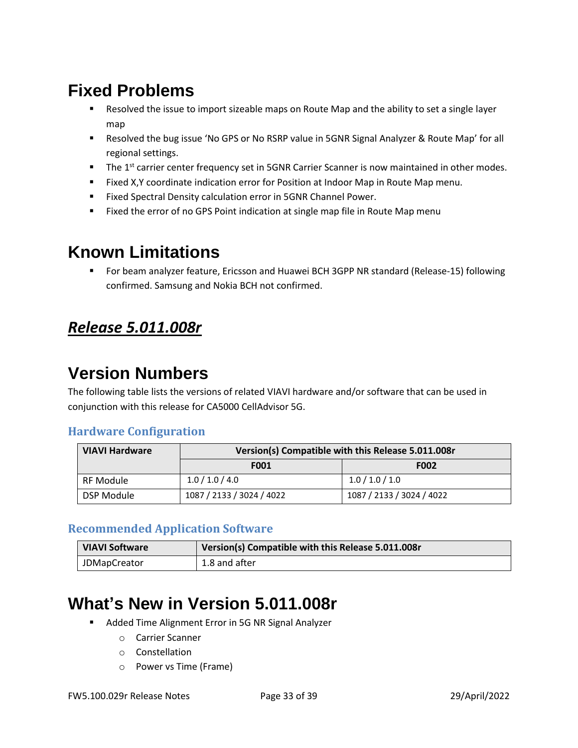# Fixed Problems

- Resolved the issue to import sizeable maps on Route Map and the ability to set a single layer map
- Resolved the bug issue 'No GPS or No RSRP value in 5GNR Signal Analyzer & Route Map' for all regional settings.
- The 1st carrier center frequency set in 5GNR Carrier Scanner is now maintained in other modes.
- Fixed X,Y coordinate indication error for Position at Indoor Map in Route Map menu.
- Fixed Spectral Density calculation error in 5GNR Channel Power.
- Fixed the error of no GPS Point indication at single map file in Route Map menu

# Known Limitations

- For beam analyzer feature, Ericsson and Huawei BCH 3GPP NR standard (Release-15) following confirmed. Samsung and Nokia BCH not confirmed.

## ***Release 5.011.008r***

# Version Numbers

The following table lists the versions of related VIAVI hardware and/or software that can be used in conjunction with this release for CA5000 CellAdvisor 5G.

### Hardware Configuration

| VIAVI Hardware | Version(s) Compatible with this Release 5.011.008r | |
|---|---|---|
| | F001 | F002 |
| RF Module | 1.0 / 1.0 / 4.0 | 1.0 / 1.0 / 1.0 |
| DSP Module | 1087 / 2133 / 3024 / 4022 | 1087 / 2133 / 3024 / 4022 |

### Recommended Application Software

| VIAVI Software | Version(s) Compatible with this Release 5.011.008r |
|---|---|
| JDMapCreator | 1.8 and after |

# What's New in Version 5.011.008r

- Added Time Alignment Error in 5G NR Signal Analyzer
  - Carrier Scanner
  - Constellation
  - Power vs Time (Frame)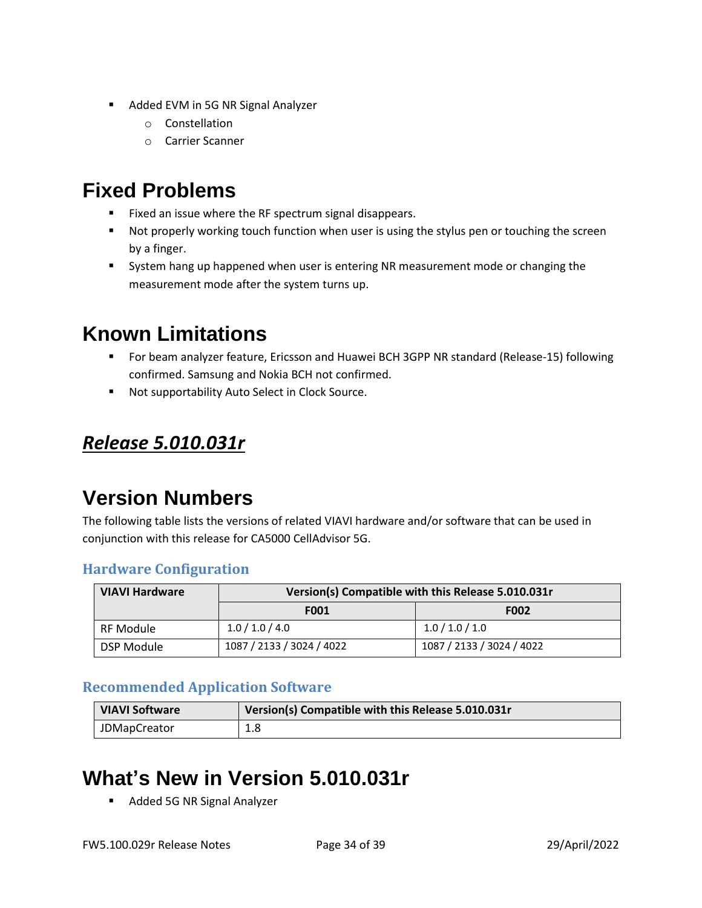- Added EVM in 5G NR Signal Analyzer
    - Constellation
    - Carrier Scanner

# Fixed Problems

- Fixed an issue where the RF spectrum signal disappears.
- Not properly working touch function when user is using the stylus pen or touching the screen by a finger.
- System hang up happened when user is entering NR measurement mode or changing the measurement mode after the system turns up.

# Known Limitations

- For beam analyzer feature, Ericsson and Huawei BCH 3GPP NR standard (Release-15) following confirmed. Samsung and Nokia BCH not confirmed.
- Not supportability Auto Select in Clock Source.

## ***Release 5.010.031r***

# Version Numbers

The following table lists the versions of related VIAVI hardware and/or software that can be used in conjunction with this release for CA5000 CellAdvisor 5G.

### Hardware Configuration

| VIAVI Hardware | Version(s) Compatible with this Release 5.010.031r | |
|---|---|---|
| | **F001** | **F002** |
| RF Module | 1.0 / 1.0 / 4.0 | 1.0 / 1.0 / 1.0 |
| DSP Module | 1087 / 2133 / 3024 / 4022 | 1087 / 2133 / 3024 / 4022 |

### Recommended Application Software

| VIAVI Software | Version(s) Compatible with this Release 5.010.031r |
|---|---|
| JDMapCreator | 1.8 |

# What's New in Version 5.010.031r

- Added 5G NR Signal Analyzer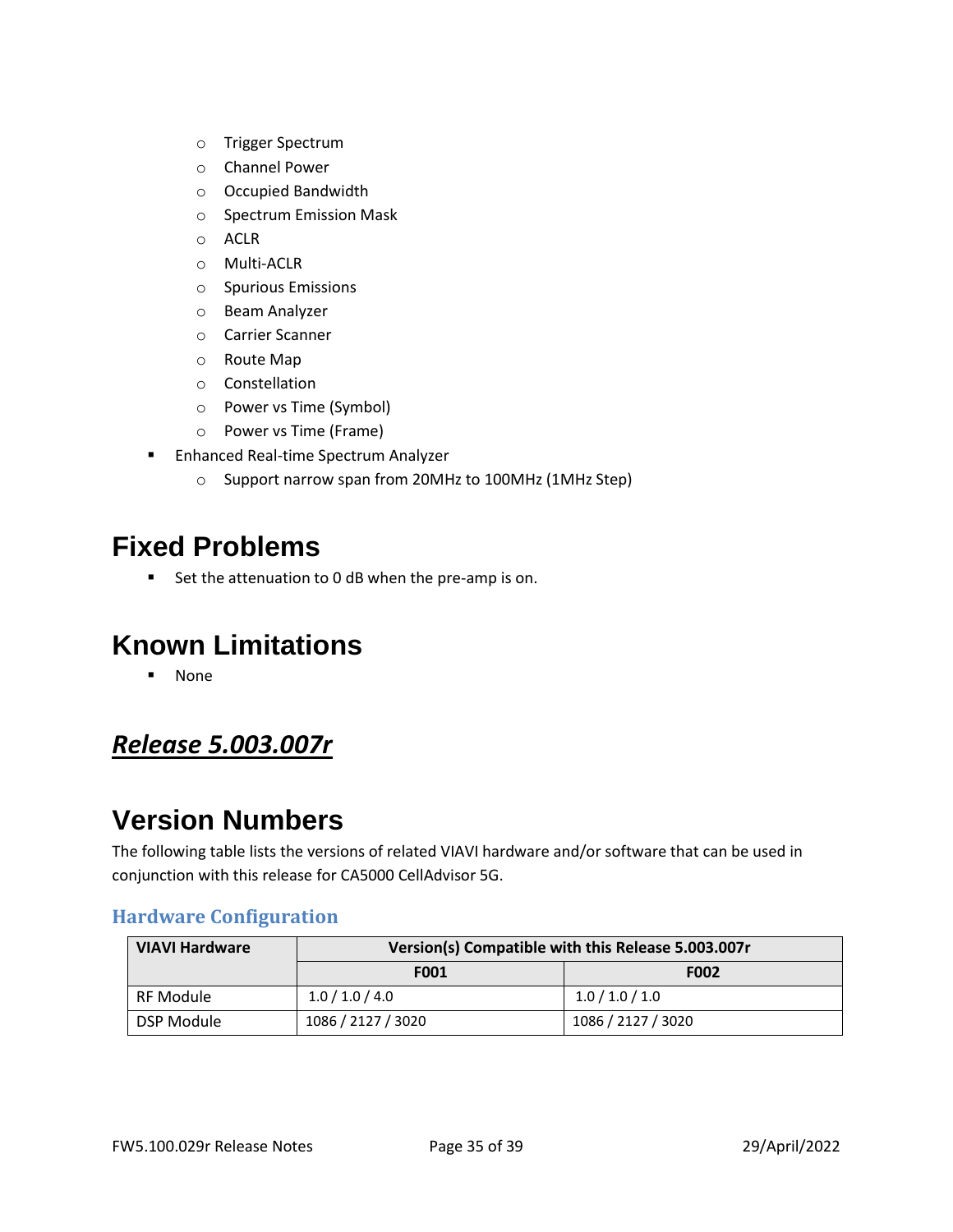- Trigger Spectrum
    - Channel Power
    - Occupied Bandwidth
    - Spectrum Emission Mask
    - ACLR
    - Multi-ACLR
    - Spurious Emissions
    - Beam Analyzer
    - Carrier Scanner
    - Route Map
    - Constellation
    - Power vs Time (Symbol)
    - Power vs Time (Frame)
- Enhanced Real-time Spectrum Analyzer
    - Support narrow span from 20MHz to 100MHz (1MHz Step)

# Fixed Problems

- Set the attenuation to 0 dB when the pre-amp is on.

# Known Limitations

- None

## ***Release 5.003.007r***

# Version Numbers

The following table lists the versions of related VIAVI hardware and/or software that can be used in conjunction with this release for CA5000 CellAdvisor 5G.

### Hardware Configuration

| VIAVI Hardware | Version(s) Compatible with this Release 5.003.007r | |
|---|---|---|
| | F001 | F002 |
| RF Module | 1.0 / 1.0 / 4.0 | 1.0 / 1.0 / 1.0 |
| DSP Module | 1086 / 2127 / 3020 | 1086 / 2127 / 3020 |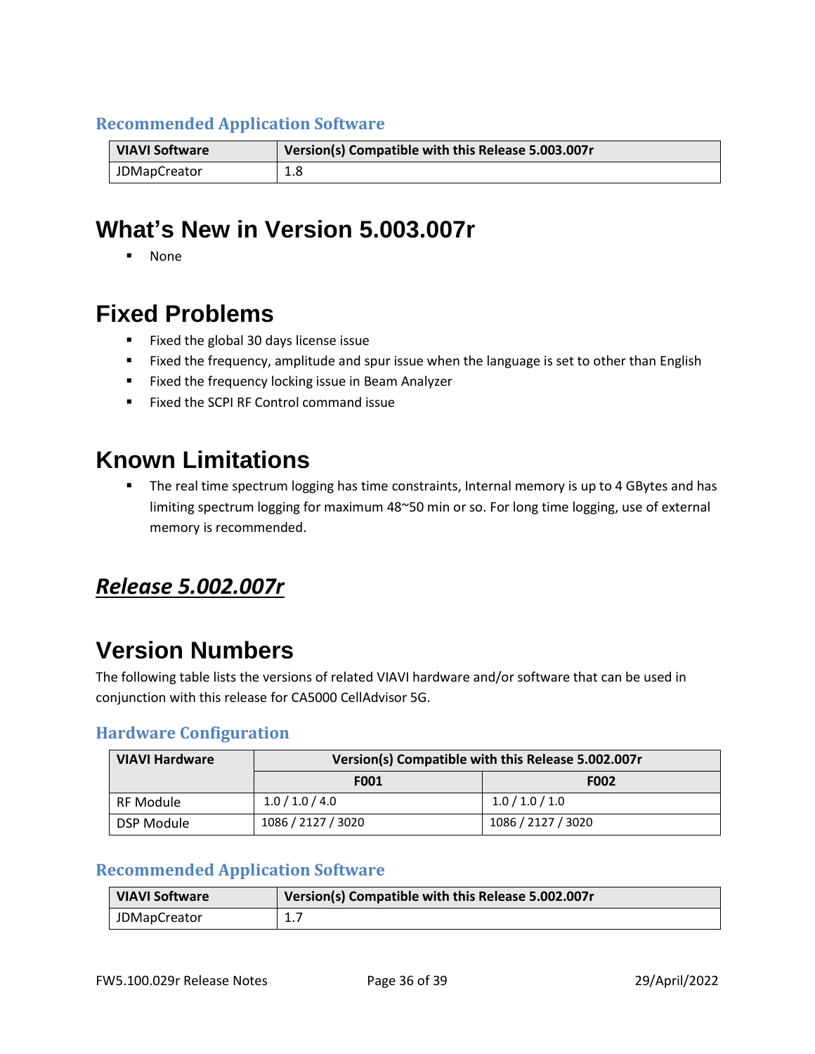### Recommended Application Software

| VIAVI Software | Version(s) Compatible with this Release 5.003.007r |
| --- | --- |
| JDMapCreator | 1.8 |

# What's New in Version 5.003.007r

- None

# Fixed Problems

- Fixed the global 30 days license issue
- Fixed the frequency, amplitude and spur issue when the language is set to other than English
- Fixed the frequency locking issue in Beam Analyzer
- Fixed the SCPI RF Control command issue

# Known Limitations

- The real time spectrum logging has time constraints, Internal memory is up to 4 GBytes and has limiting spectrum logging for maximum 48~50 min or so. For long time logging, use of external memory is recommended.

## ***Release 5.002.007r***

# Version Numbers

The following table lists the versions of related VIAVI hardware and/or software that can be used in conjunction with this release for CA5000 CellAdvisor 5G.

### Hardware Configuration

| VIAVI Hardware | Version(s) Compatible with this Release 5.002.007r | |
| --- | --- | --- |
| | F001 | F002 |
| RF Module | 1.0 / 1.0 / 4.0 | 1.0 / 1.0 / 1.0 |
| DSP Module | 1086 / 2127 / 3020 | 1086 / 2127 / 3020 |

### Recommended Application Software

| VIAVI Software | Version(s) Compatible with this Release 5.002.007r |
| --- | --- |
| JDMapCreator | 1.7 |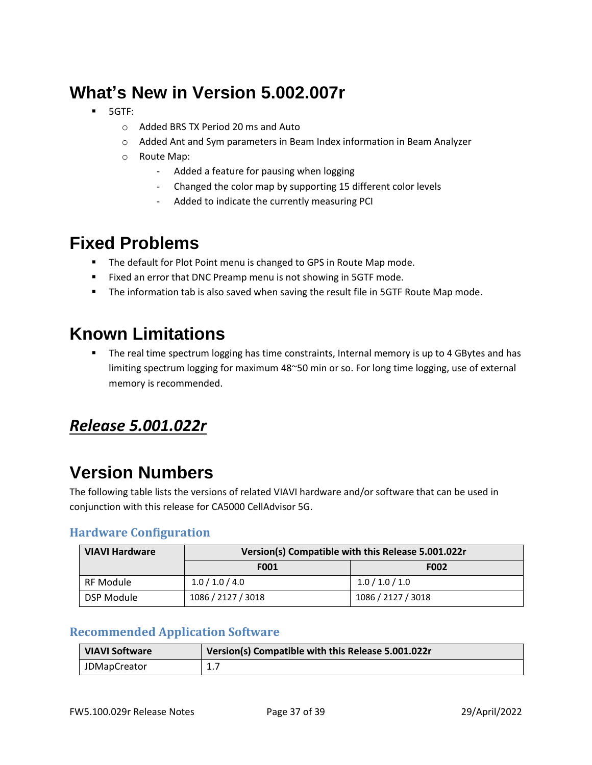# What's New in Version 5.002.007r

- 5GTF:
  - Added BRS TX Period 20 ms and Auto
  - Added Ant and Sym parameters in Beam Index information in Beam Analyzer
  - Route Map:
    - Added a feature for pausing when logging
    - Changed the color map by supporting 15 different color levels
    - Added to indicate the currently measuring PCI

# Fixed Problems

- The default for Plot Point menu is changed to GPS in Route Map mode.
- Fixed an error that DNC Preamp menu is not showing in 5GTF mode.
- The information tab is also saved when saving the result file in 5GTF Route Map mode.

# Known Limitations

- The real time spectrum logging has time constraints, Internal memory is up to 4 GBytes and has limiting spectrum logging for maximum 48~50 min or so. For long time logging, use of external memory is recommended.

## ***Release 5.001.022r***

# Version Numbers

The following table lists the versions of related VIAVI hardware and/or software that can be used in conjunction with this release for CA5000 CellAdvisor 5G.

### Hardware Configuration

| VIAVI Hardware | Version(s) Compatible with this Release 5.001.022r | |
|---|---|---|
| | F001 | F002 |
| RF Module | 1.0 / 1.0 / 4.0 | 1.0 / 1.0 / 1.0 |
| DSP Module | 1086 / 2127 / 3018 | 1086 / 2127 / 3018 |

### Recommended Application Software

| VIAVI Software | Version(s) Compatible with this Release 5.001.022r |
|---|---|
| JDMapCreator | 1.7 |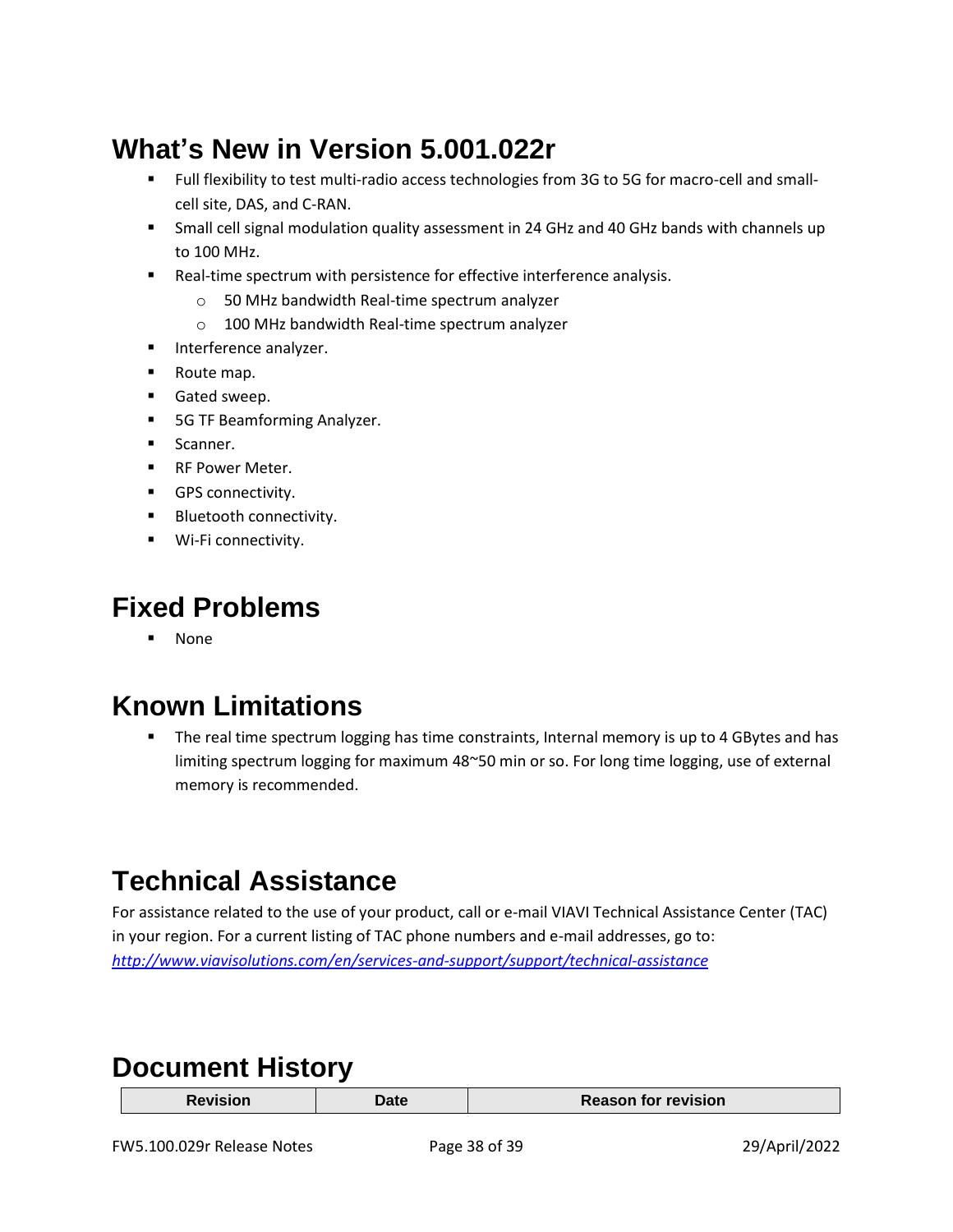## What's New in Version 5.001.022r

- Full flexibility to test multi-radio access technologies from 3G to 5G for macro-cell and small-cell site, DAS, and C-RAN.
- Small cell signal modulation quality assessment in 24 GHz and 40 GHz bands with channels up to 100 MHz.
- Real-time spectrum with persistence for effective interference analysis.
  - 50 MHz bandwidth Real-time spectrum analyzer
  - 100 MHz bandwidth Real-time spectrum analyzer
- Interference analyzer.
- Route map.
- Gated sweep.
- 5G TF Beamforming Analyzer.
- Scanner.
- RF Power Meter.
- GPS connectivity.
- Bluetooth connectivity.
- Wi-Fi connectivity.

## Fixed Problems

- None

## Known Limitations

- The real time spectrum logging has time constraints, Internal memory is up to 4 GBytes and has limiting spectrum logging for maximum 48~50 min or so. For long time logging, use of external memory is recommended.

## Technical Assistance

For assistance related to the use of your product, call or e-mail VIAVI Technical Assistance Center (TAC) in your region. For a current listing of TAC phone numbers and e-mail addresses, go to: *http://www.viavisolutions.com/en/services-and-support/support/technical-assistance*

## Document History

| Revision | Date | Reason for revision |
|---|---|---|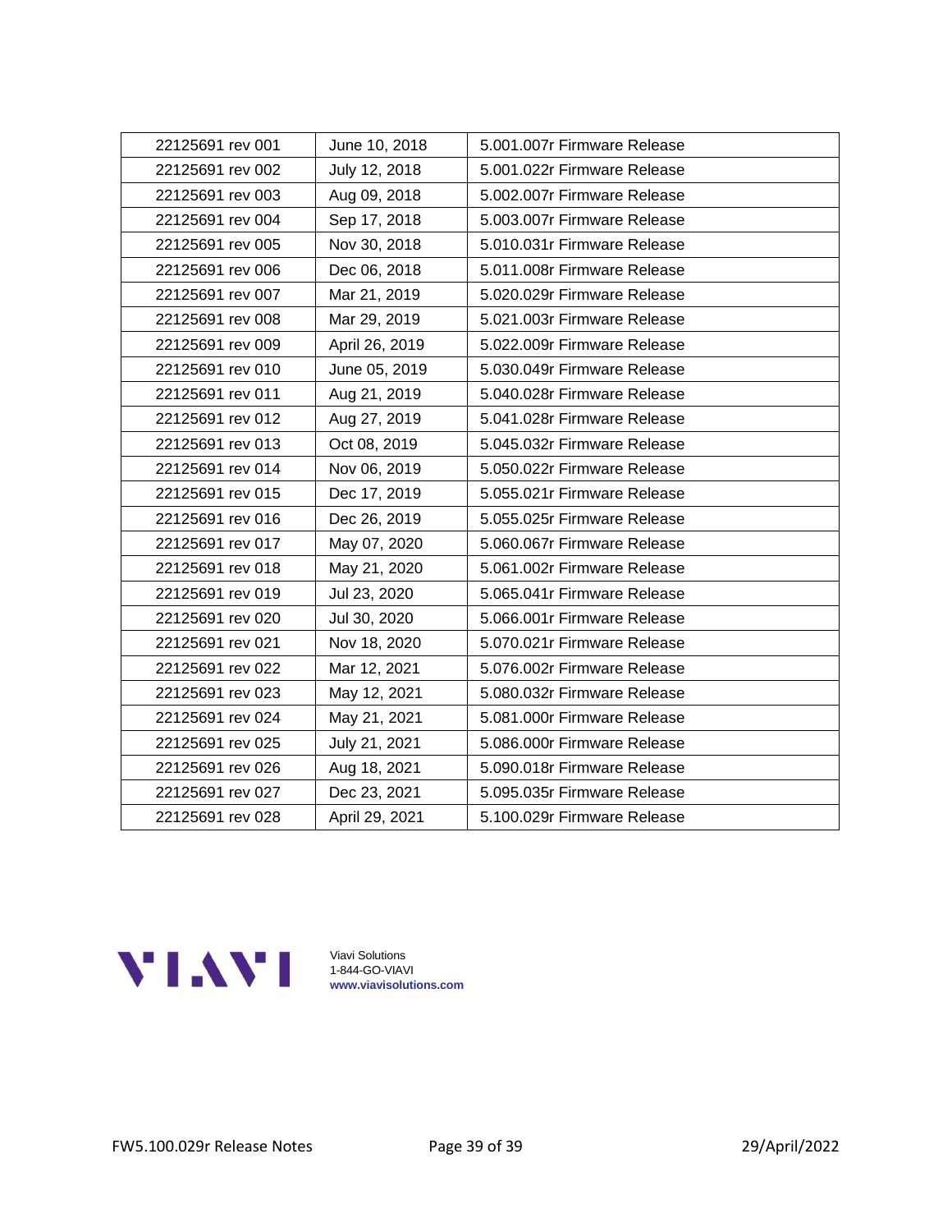| | | |
|---|---|---|
| 22125691 rev 001 | June 10, 2018 | 5.001.007r Firmware Release |
| 22125691 rev 002 | July 12, 2018 | 5.001.022r Firmware Release |
| 22125691 rev 003 | Aug 09, 2018 | 5.002.007r Firmware Release |
| 22125691 rev 004 | Sep 17, 2018 | 5.003.007r Firmware Release |
| 22125691 rev 005 | Nov 30, 2018 | 5.010.031r Firmware Release |
| 22125691 rev 006 | Dec 06, 2018 | 5.011.008r Firmware Release |
| 22125691 rev 007 | Mar 21, 2019 | 5.020.029r Firmware Release |
| 22125691 rev 008 | Mar 29, 2019 | 5.021.003r Firmware Release |
| 22125691 rev 009 | April 26, 2019 | 5.022.009r Firmware Release |
| 22125691 rev 010 | June 05, 2019 | 5.030.049r Firmware Release |
| 22125691 rev 011 | Aug 21, 2019 | 5.040.028r Firmware Release |
| 22125691 rev 012 | Aug 27, 2019 | 5.041.028r Firmware Release |
| 22125691 rev 013 | Oct 08, 2019 | 5.045.032r Firmware Release |
| 22125691 rev 014 | Nov 06, 2019 | 5.050.022r Firmware Release |
| 22125691 rev 015 | Dec 17, 2019 | 5.055.021r Firmware Release |
| 22125691 rev 016 | Dec 26, 2019 | 5.055.025r Firmware Release |
| 22125691 rev 017 | May 07, 2020 | 5.060.067r Firmware Release |
| 22125691 rev 018 | May 21, 2020 | 5.061.002r Firmware Release |
| 22125691 rev 019 | Jul 23, 2020 | 5.065.041r Firmware Release |
| 22125691 rev 020 | Jul 30, 2020 | 5.066.001r Firmware Release |
| 22125691 rev 021 | Nov 18, 2020 | 5.070.021r Firmware Release |
| 22125691 rev 022 | Mar 12, 2021 | 5.076.002r Firmware Release |
| 22125691 rev 023 | May 12, 2021 | 5.080.032r Firmware Release |
| 22125691 rev 024 | May 21, 2021 | 5.081.000r Firmware Release |
| 22125691 rev 025 | July 21, 2021 | 5.086.000r Firmware Release |
| 22125691 rev 026 | Aug 18, 2021 | 5.090.018r Firmware Release |
| 22125691 rev 027 | Dec 23, 2021 | 5.095.035r Firmware Release |
| 22125691 rev 028 | April 29, 2021 | 5.100.029r Firmware Release |

VIAVI

Viavi Solutions
1-844-GO-VIAVI
**www.viavisolutions.com**